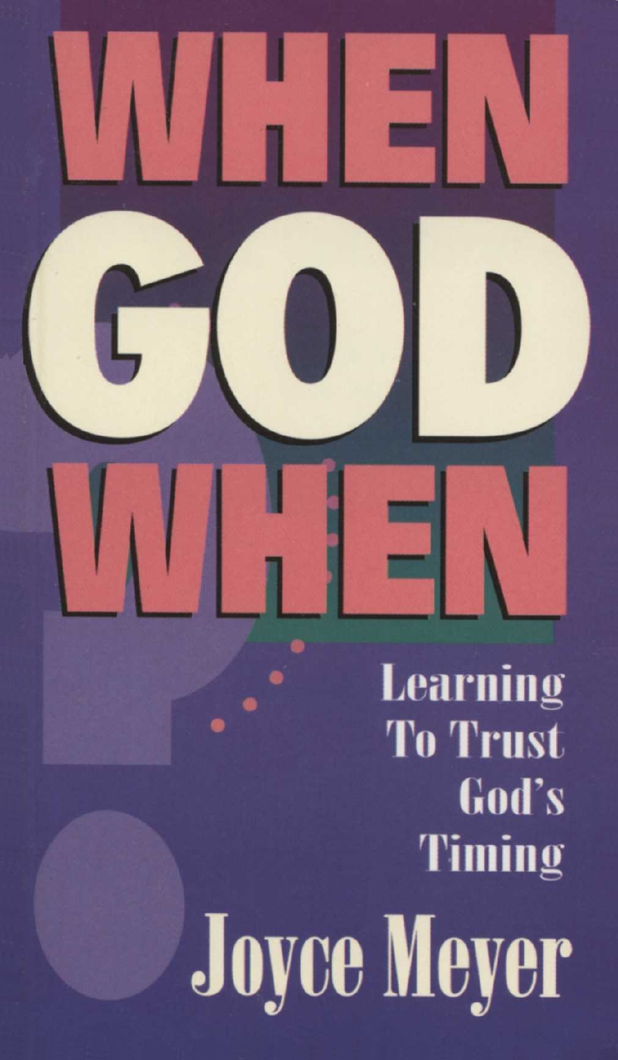# WHEN GOD WHEN

## Learning To Trust God's Timing

**Joyce Meyer**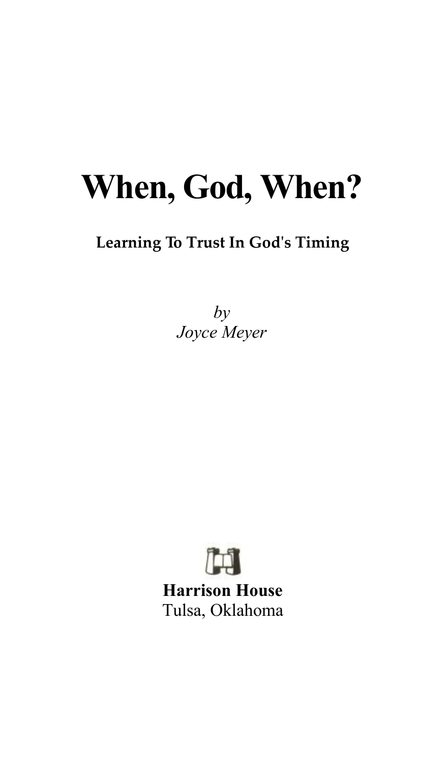# When, God, When?

**Learning To Trust In God's Timing**

*by*
*Joyce Meyer*

**Harrison House**
Tulsa, Oklahoma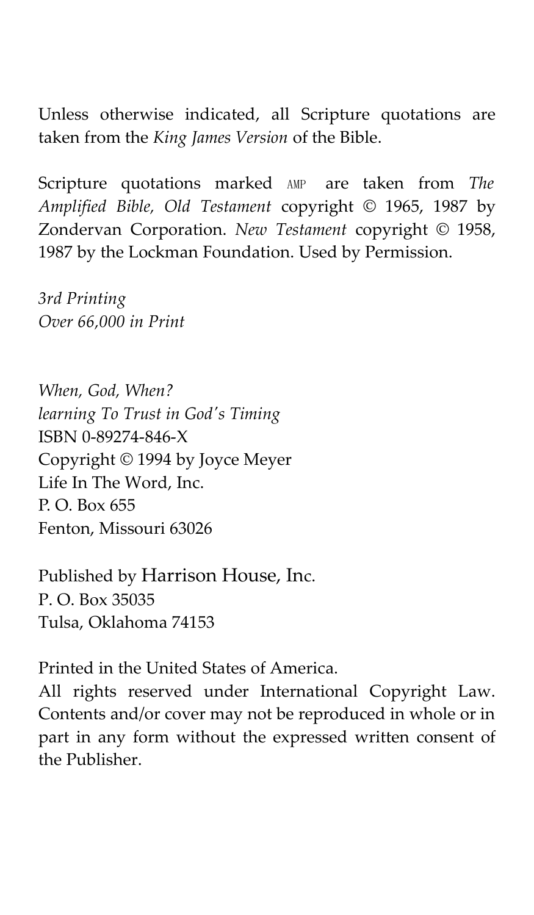Unless otherwise indicated, all Scripture quotations are taken from the *King James Version* of the Bible.

Scripture quotations marked AMP are taken from *The Amplified Bible, Old Testament* copyright © 1965, 1987 by Zondervan Corporation. *New Testament* copyright © 1958, 1987 by the Lockman Foundation. Used by Permission.

*3rd Printing*
*Over 66,000 in Print*

*When, God, When?*
*learning To Trust in God's Timing*
ISBN 0-89274-846-X
Copyright © 1994 by Joyce Meyer
Life In The Word, Inc.
P. O. Box 655
Fenton, Missouri 63026

Published by Harrison House, Inc.
P. O. Box 35035
Tulsa, Oklahoma 74153

Printed in the United States of America.
All rights reserved under International Copyright Law. Contents and/or cover may not be reproduced in whole or in part in any form without the expressed written consent of the Publisher.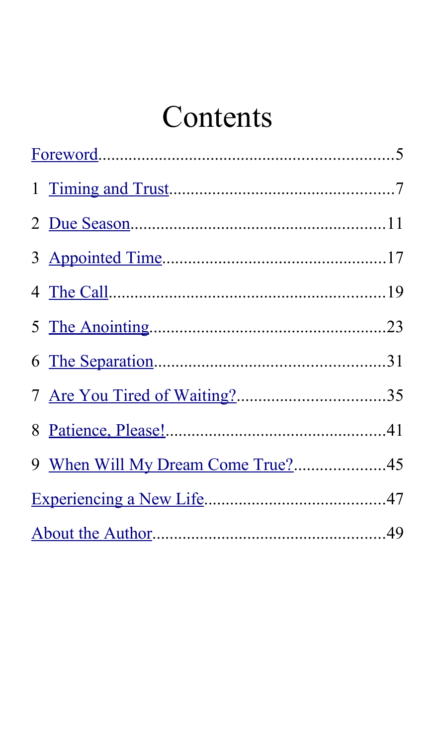# Contents

Foreword....................................................................5

1 Timing and Trust....................................................7

2 Due Season............................................................11

3 Appointed Time.....................................................17

4 The Call..................................................................19

5 The Anointing........................................................23

6 The Separation.......................................................31

7 Are You Tired of Waiting?...................................35

8 Patience, Please!....................................................41

9 When Will My Dream Come True?.....................45

Experiencing a New Life..........................................47

About the Author......................................................49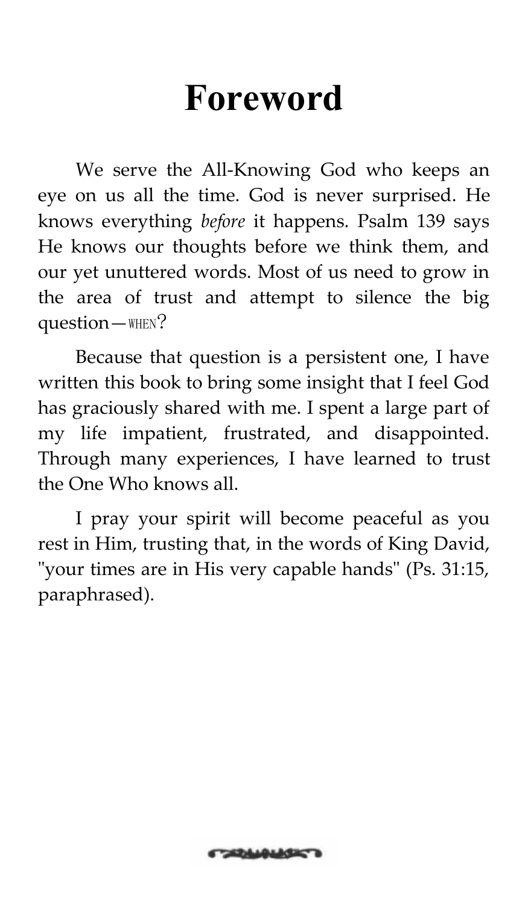# Foreword

We serve the All-Knowing God who keeps an eye on us all the time. God is never surprised. He knows everything *before* it happens. Psalm 139 says He knows our thoughts before we think them, and our yet unuttered words. Most of us need to grow in the area of trust and attempt to silence the big question—WHEN?

Because that question is a persistent one, I have written this book to bring some insight that I feel God has graciously shared with me. I spent a large part of my life impatient, frustrated, and disappointed. Through many experiences, I have learned to trust the One Who knows all.

I pray your spirit will become peaceful as you rest in Him, trusting that, in the words of King David, "your times are in His very capable hands" (Ps. 31:15, paraphrased).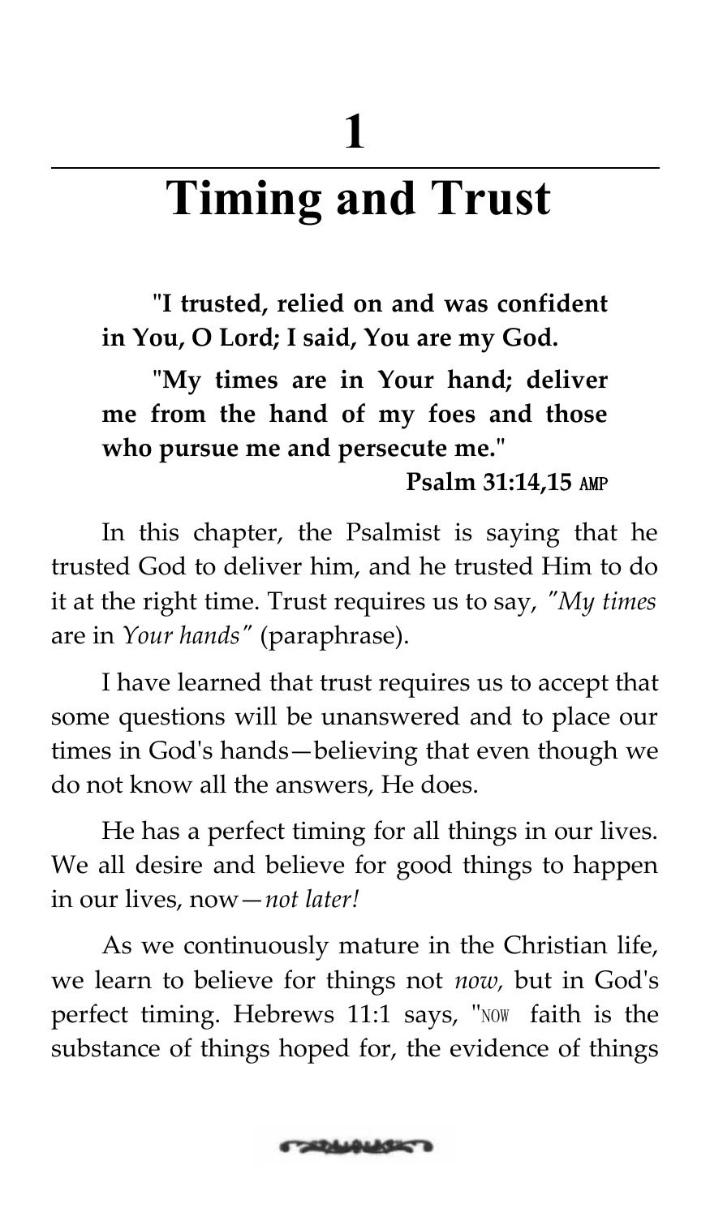# 1

# Timing and Trust

**"I trusted, relied on and was confident in You, O Lord; I said, You are my God.**

**"My times are in Your hand; deliver me from the hand of my foes and those who pursue me and persecute me."**

**Psalm 31:14,15 AMP**

In this chapter, the Psalmist is saying that he trusted God to deliver him, and he trusted Him to do it at the right time. Trust requires us to say, *"My times* are in *Your hands"* (paraphrase).

I have learned that trust requires us to accept that some questions will be unanswered and to place our times in God's hands—believing that even though we do not know all the answers, He does.

He has a perfect timing for all things in our lives. We all desire and believe for good things to happen in our lives, now—*not later!*

As we continuously mature in the Christian life, we learn to believe for things not *now,* but in God's perfect timing. Hebrews 11:1 says, "NOW faith is the substance of things hoped for, the evidence of things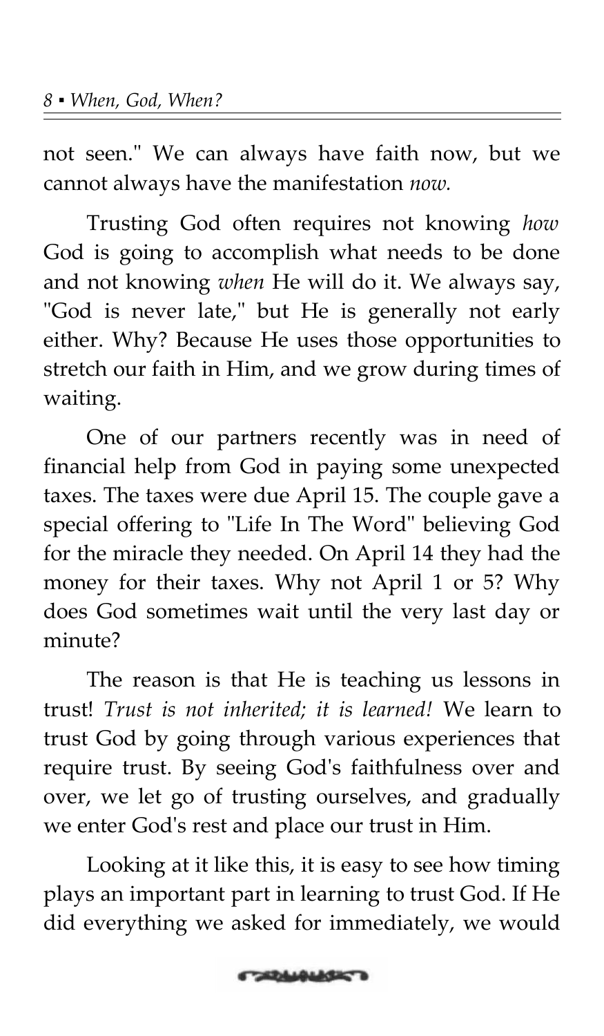not seen." We can always have faith now, but we cannot always have the manifestation *now.*

Trusting God often requires not knowing *how* God is going to accomplish what needs to be done and not knowing *when* He will do it. We always say, "God is never late," but He is generally not early either. Why? Because He uses those opportunities to stretch our faith in Him, and we grow during times of waiting.

One of our partners recently was in need of financial help from God in paying some unexpected taxes. The taxes were due April 15. The couple gave a special offering to "Life In The Word" believing God for the miracle they needed. On April 14 they had the money for their taxes. Why not April 1 or 5? Why does God sometimes wait until the very last day or minute?

The reason is that He is teaching us lessons in trust! *Trust is not inherited; it is learned!* We learn to trust God by going through various experiences that require trust. By seeing God's faithfulness over and over, we let go of trusting ourselves, and gradually we enter God's rest and place our trust in Him.

Looking at it like this, it is easy to see how timing plays an important part in learning to trust God. If He did everything we asked for immediately, we would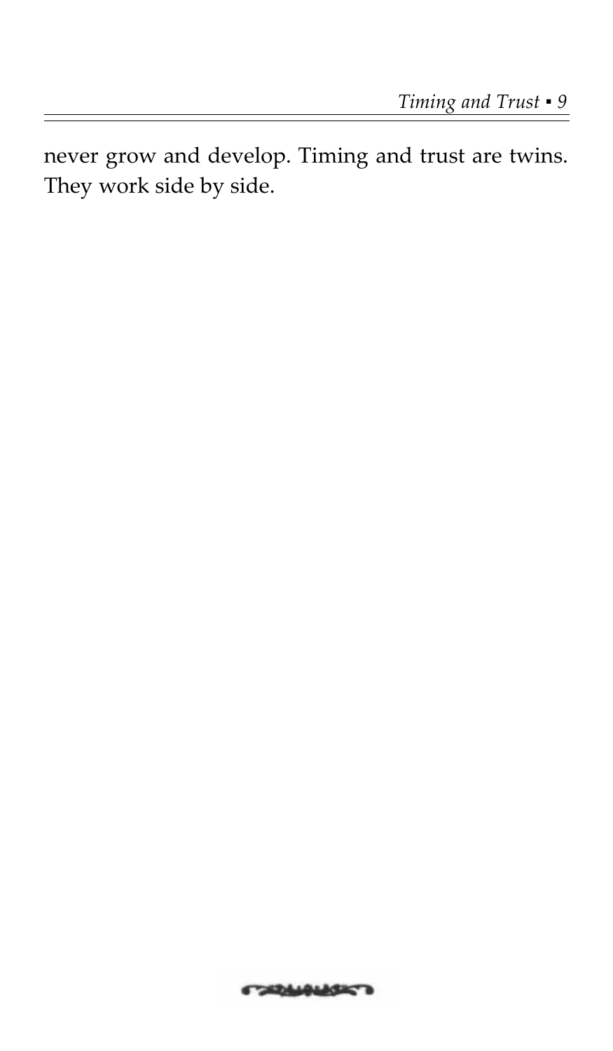never grow and develop. Timing and trust are twins. They work side by side.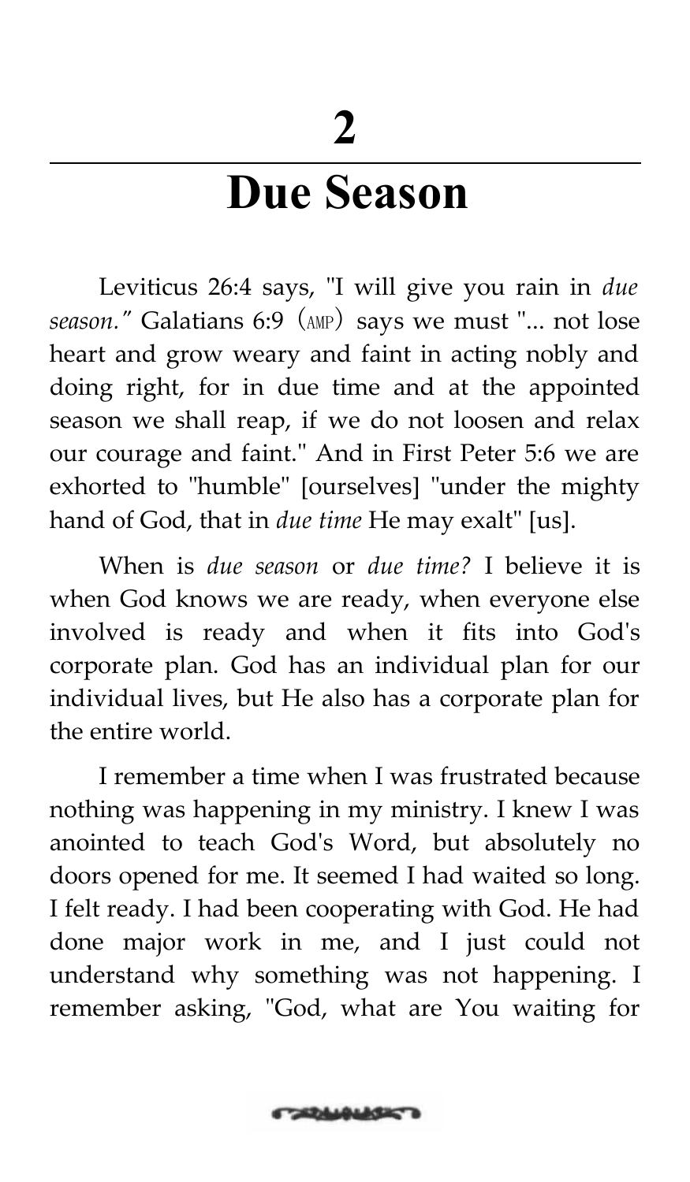# 2

# Due Season

Leviticus 26:4 says, "I will give you rain in *due season."* Galatians 6:9 (AMP) says we must "... not lose heart and grow weary and faint in acting nobly and doing right, for in due time and at the appointed season we shall reap, if we do not loosen and relax our courage and faint." And in First Peter 5:6 we are exhorted to "humble" [ourselves] "under the mighty hand of God, that in *due time* He may exalt" [us].

When is *due season* or *due time?* I believe it is when God knows we are ready, when everyone else involved is ready and when it fits into God's corporate plan. God has an individual plan for our individual lives, but He also has a corporate plan for the entire world.

I remember a time when I was frustrated because nothing was happening in my ministry. I knew I was anointed to teach God's Word, but absolutely no doors opened for me. It seemed I had waited so long. I felt ready. I had been cooperating with God. He had done major work in me, and I just could not understand why something was not happening. I remember asking, "God, what are You waiting for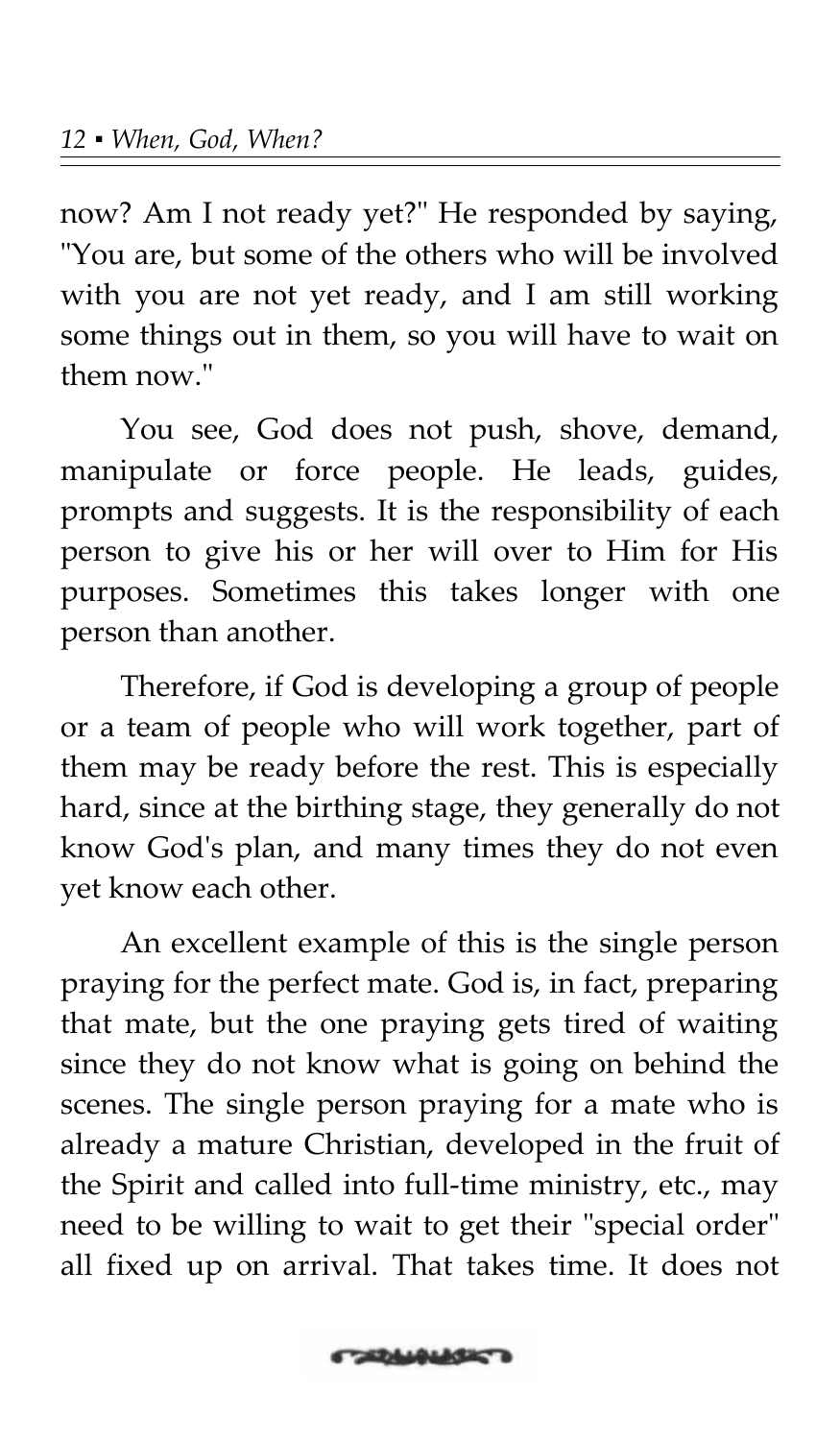now? Am I not ready yet?" He responded by saying, "You are, but some of the others who will be involved with you are not yet ready, and I am still working some things out in them, so you will have to wait on them now."

You see, God does not push, shove, demand, manipulate or force people. He leads, guides, prompts and suggests. It is the responsibility of each person to give his or her will over to Him for His purposes. Sometimes this takes longer with one person than another.

Therefore, if God is developing a group of people or a team of people who will work together, part of them may be ready before the rest. This is especially hard, since at the birthing stage, they generally do not know God's plan, and many times they do not even yet know each other.

An excellent example of this is the single person praying for the perfect mate. God is, in fact, preparing that mate, but the one praying gets tired of waiting since they do not know what is going on behind the scenes. The single person praying for a mate who is already a mature Christian, developed in the fruit of the Spirit and called into full-time ministry, etc., may need to be willing to wait to get their "special order" all fixed up on arrival. That takes time. It does not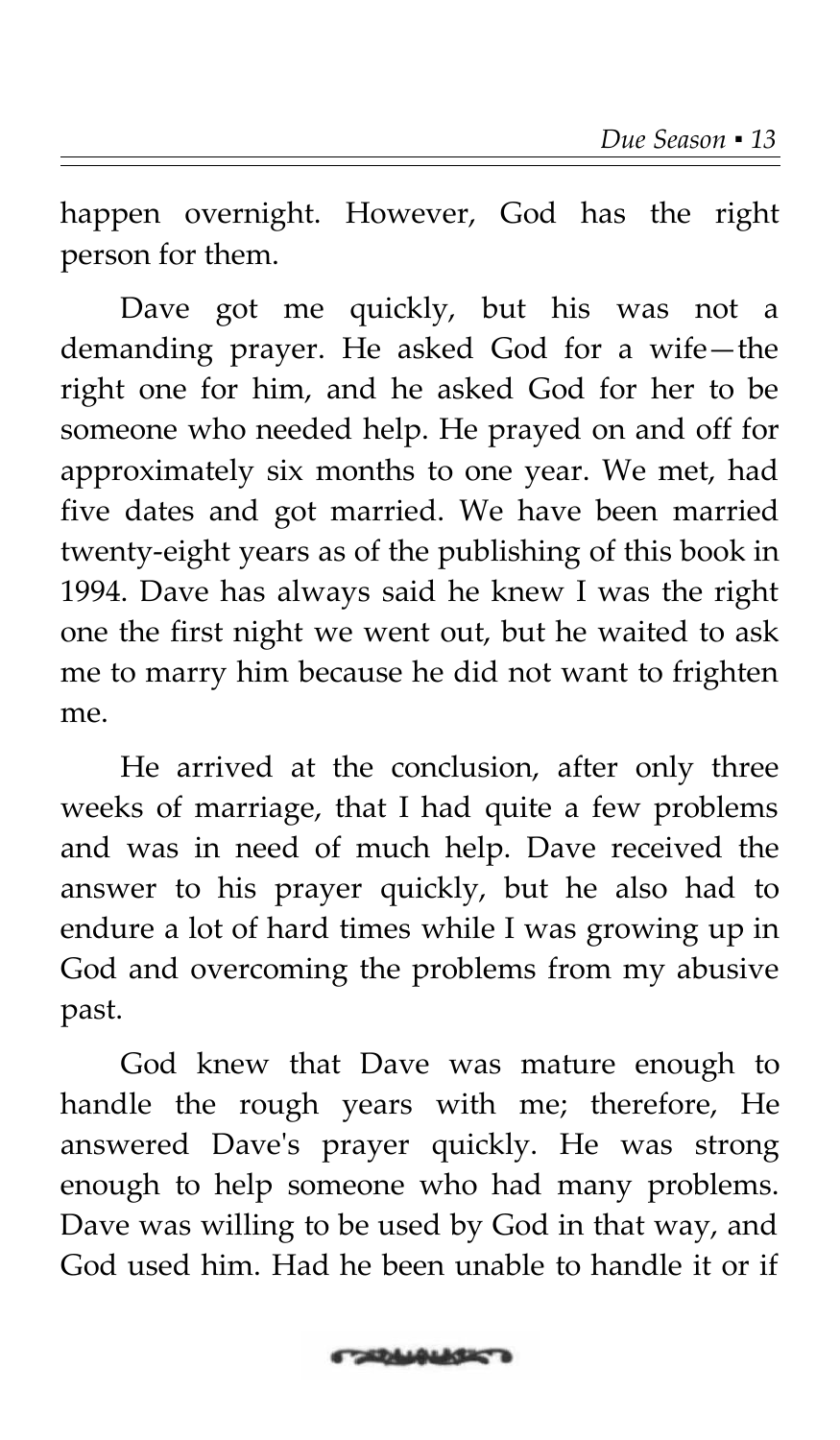happen overnight. However, God has the right person for them.

Dave got me quickly, but his was not a demanding prayer. He asked God for a wife—the right one for him, and he asked God for her to be someone who needed help. He prayed on and off for approximately six months to one year. We met, had five dates and got married. We have been married twenty-eight years as of the publishing of this book in 1994. Dave has always said he knew I was the right one the first night we went out, but he waited to ask me to marry him because he did not want to frighten me.

He arrived at the conclusion, after only three weeks of marriage, that I had quite a few problems and was in need of much help. Dave received the answer to his prayer quickly, but he also had to endure a lot of hard times while I was growing up in God and overcoming the problems from my abusive past.

God knew that Dave was mature enough to handle the rough years with me; therefore, He answered Dave's prayer quickly. He was strong enough to help someone who had many problems. Dave was willing to be used by God in that way, and God used him. Had he been unable to handle it or if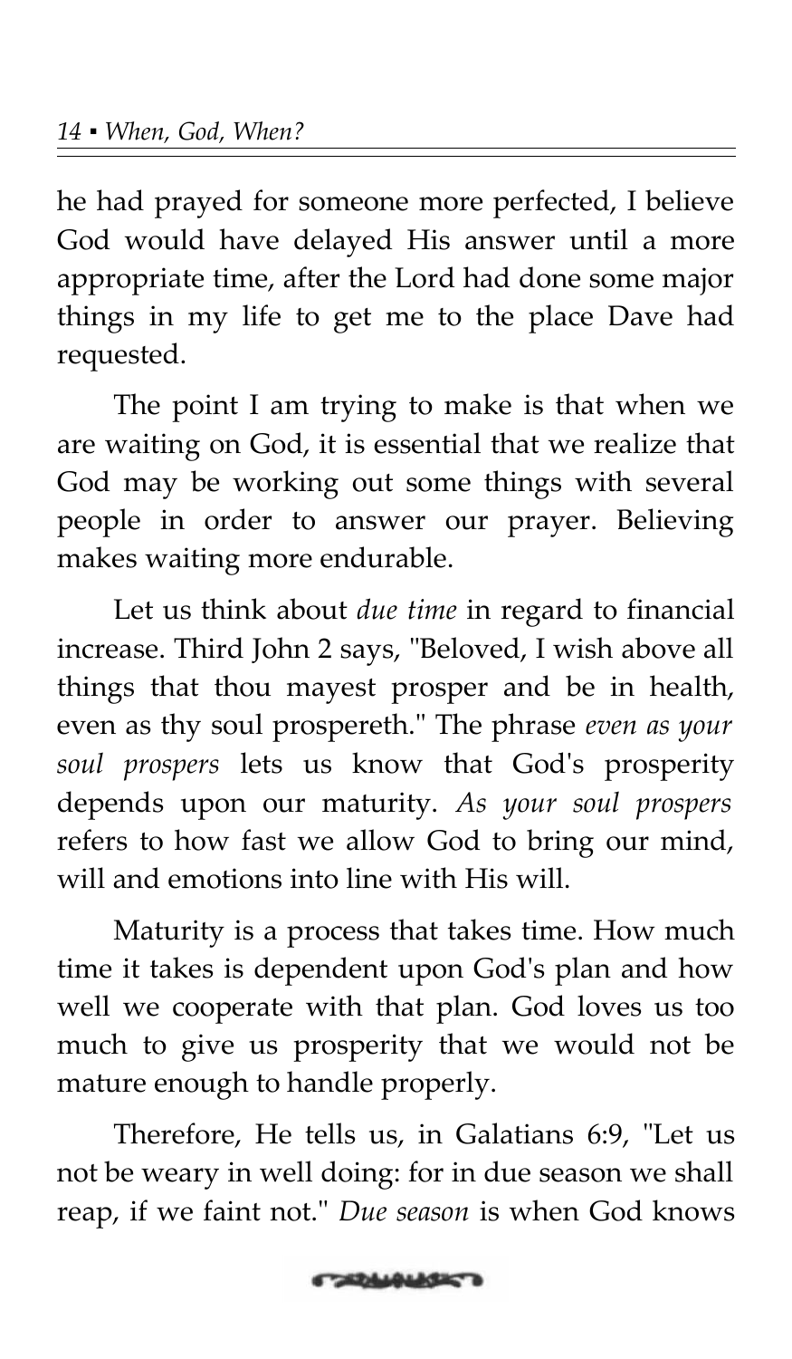he had prayed for someone more perfected, I believe God would have delayed His answer until a more appropriate time, after the Lord had done some major things in my life to get me to the place Dave had requested.

The point I am trying to make is that when we are waiting on God, it is essential that we realize that God may be working out some things with several people in order to answer our prayer. Believing makes waiting more endurable.

Let us think about *due time* in regard to financial increase. Third John 2 says, "Beloved, I wish above all things that thou mayest prosper and be in health, even as thy soul prospereth." The phrase *even as your soul prospers* lets us know that God's prosperity depends upon our maturity. *As your soul prospers* refers to how fast we allow God to bring our mind, will and emotions into line with His will.

Maturity is a process that takes time. How much time it takes is dependent upon God's plan and how well we cooperate with that plan. God loves us too much to give us prosperity that we would not be mature enough to handle properly.

Therefore, He tells us, in Galatians 6:9, "Let us not be weary in well doing: for in due season we shall reap, if we faint not." *Due season* is when God knows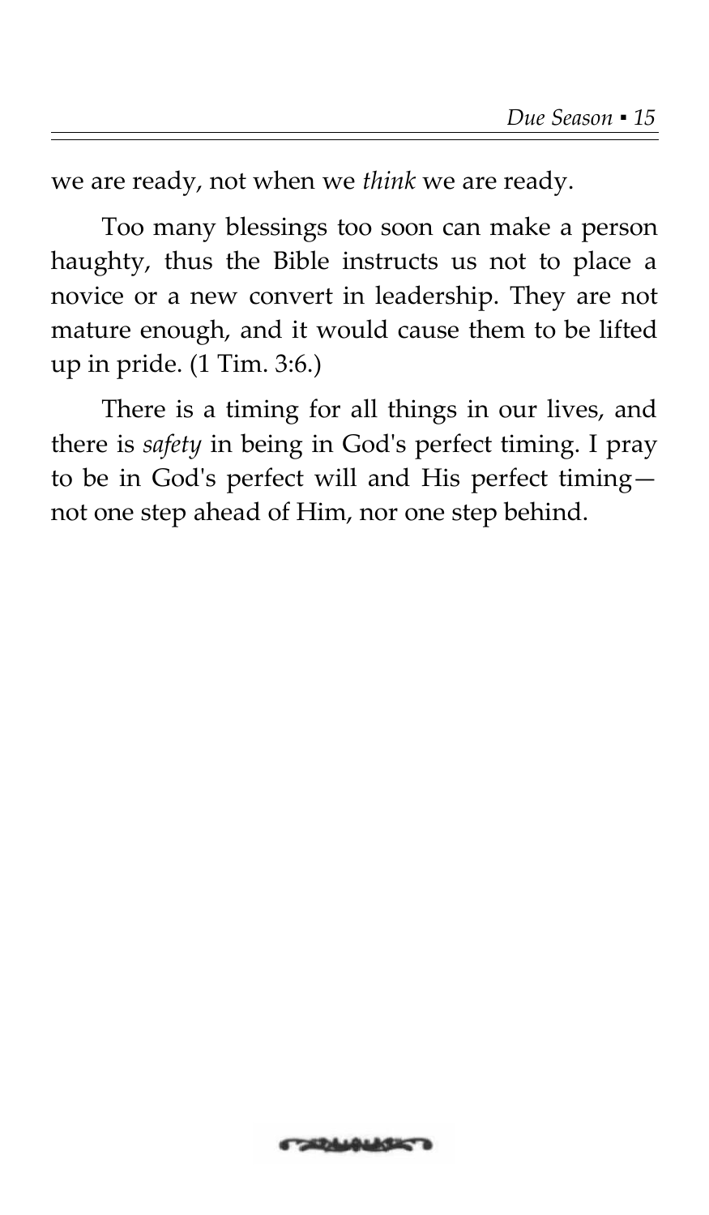we are ready, not when we *think* we are ready.

Too many blessings too soon can make a person haughty, thus the Bible instructs us not to place a novice or a new convert in leadership. They are not mature enough, and it would cause them to be lifted up in pride. (1 Tim. 3:6.)

There is a timing for all things in our lives, and there is *safety* in being in God's perfect timing. I pray to be in God's perfect will and His perfect timing—not one step ahead of Him, nor one step behind.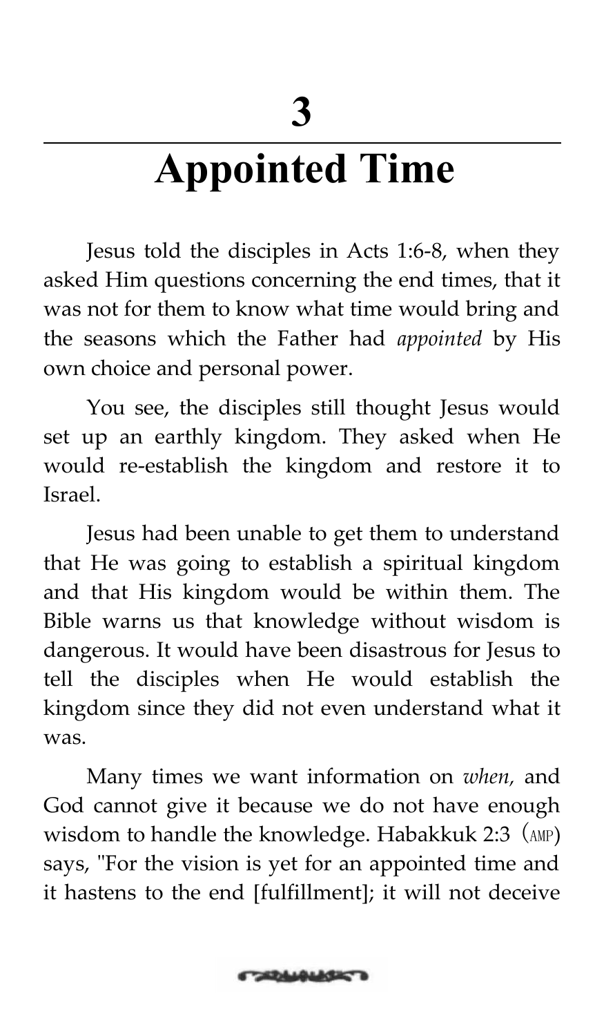# 3

# Appointed Time

Jesus told the disciples in Acts 1:6-8, when they asked Him questions concerning the end times, that it was not for them to know what time would bring and the seasons which the Father had *appointed* by His own choice and personal power.

You see, the disciples still thought Jesus would set up an earthly kingdom. They asked when He would re-establish the kingdom and restore it to Israel.

Jesus had been unable to get them to understand that He was going to establish a spiritual kingdom and that His kingdom would be within them. The Bible warns us that knowledge without wisdom is dangerous. It would have been disastrous for Jesus to tell the disciples when He would establish the kingdom since they did not even understand what it was.

Many times we want information on *when,* and God cannot give it because we do not have enough wisdom to handle the knowledge. Habakkuk 2:3 (AMP) says, "For the vision is yet for an appointed time and it hastens to the end [fulfillment]; it will not deceive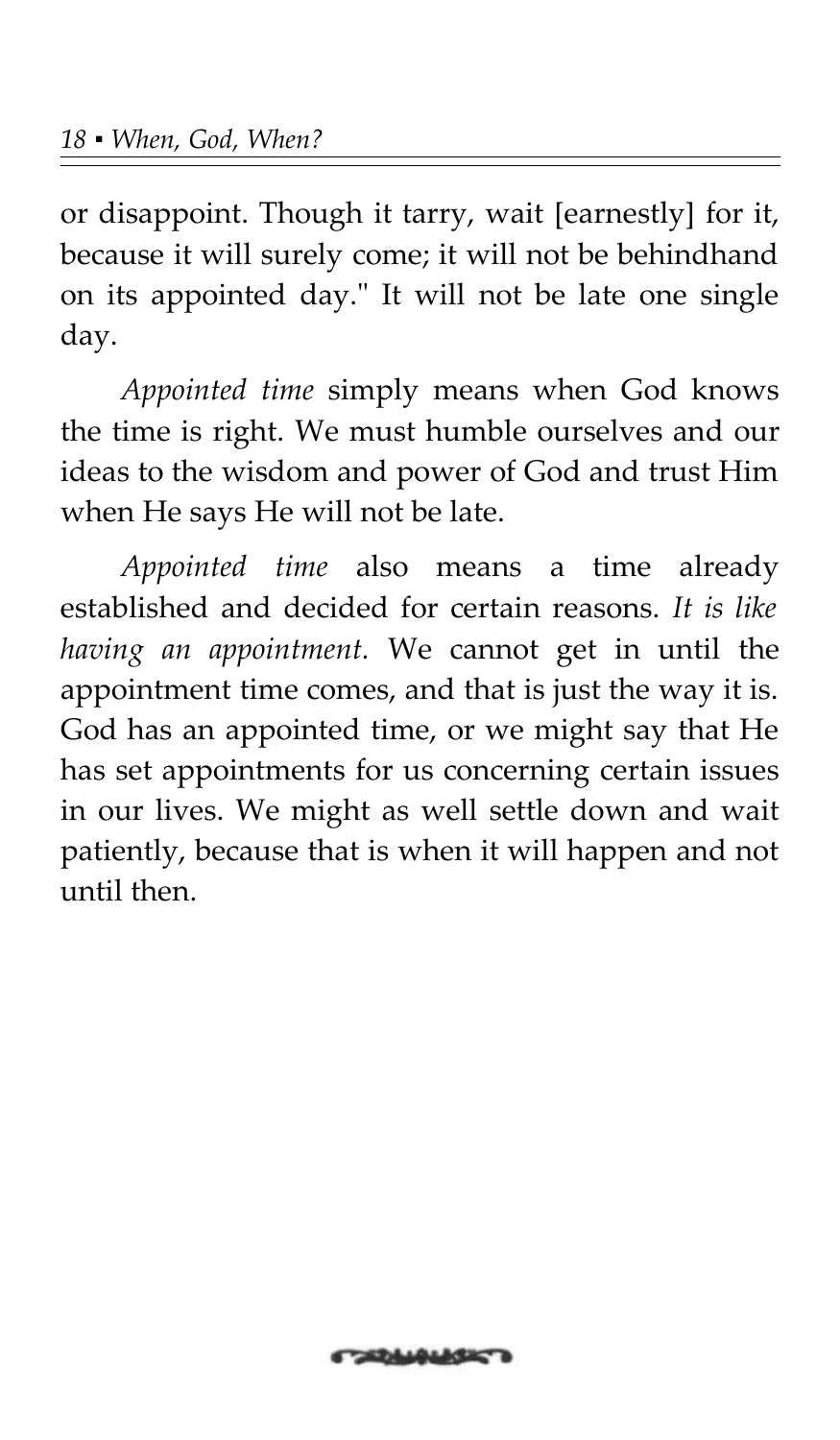or disappoint. Though it tarry, wait [earnestly] for it, because it will surely come; it will not be behindhand on its appointed day." It will not be late one single day.

*Appointed time* simply means when God knows the time is right. We must humble ourselves and our ideas to the wisdom and power of God and trust Him when He says He will not be late.

*Appointed time* also means a time already established and decided for certain reasons. *It is like having an appointment.* We cannot get in until the appointment time comes, and that is just the way it is. God has an appointed time, or we might say that He has set appointments for us concerning certain issues in our lives. We might as well settle down and wait patiently, because that is when it will happen and not until then.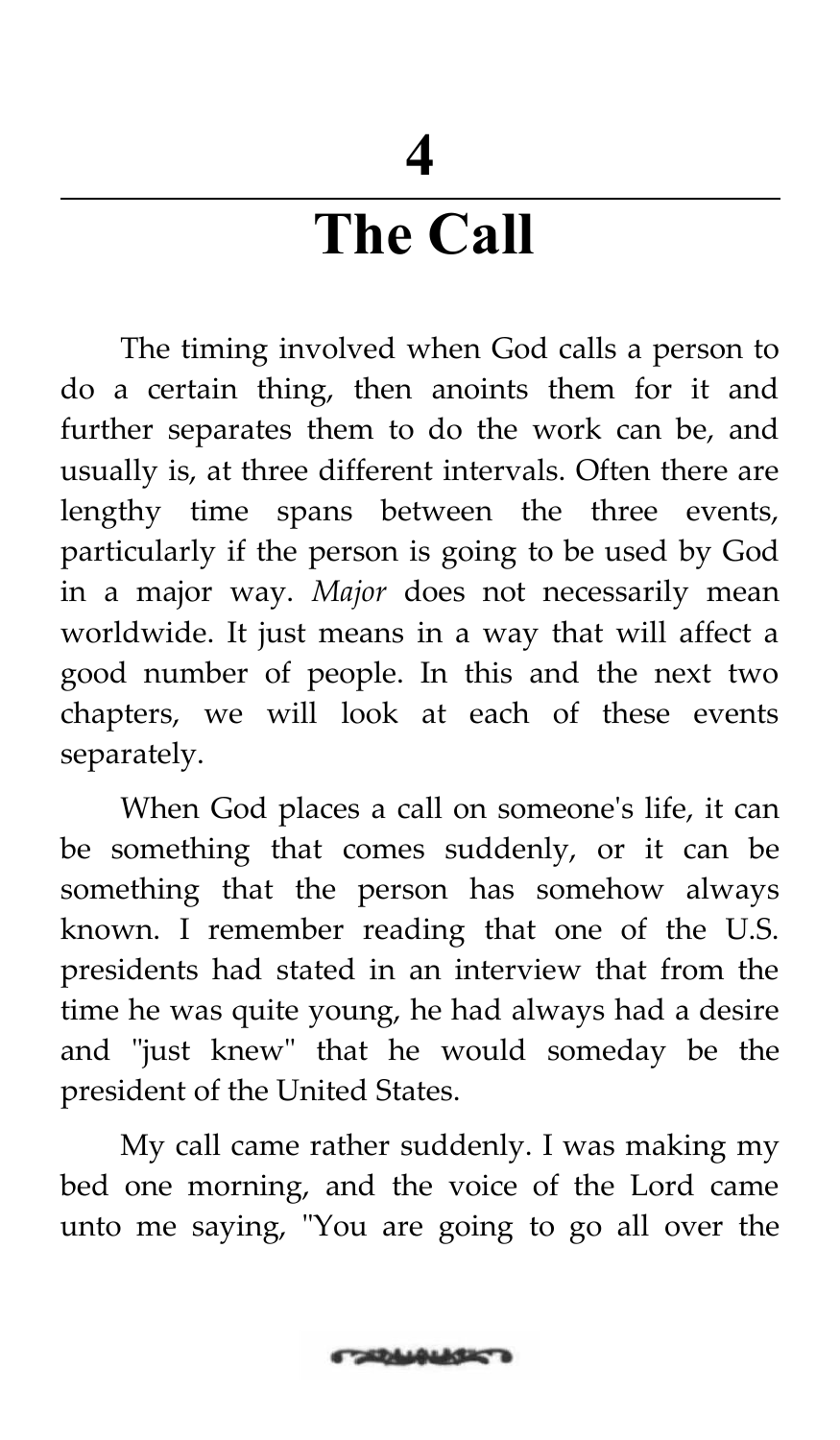# 4

# The Call

The timing involved when God calls a person to do a certain thing, then anoints them for it and further separates them to do the work can be, and usually is, at three different intervals. Often there are lengthy time spans between the three events, particularly if the person is going to be used by God in a major way. *Major* does not necessarily mean worldwide. It just means in a way that will affect a good number of people. In this and the next two chapters, we will look at each of these events separately.

When God places a call on someone's life, it can be something that comes suddenly, or it can be something that the person has somehow always known. I remember reading that one of the U.S. presidents had stated in an interview that from the time he was quite young, he had always had a desire and "just knew" that he would someday be the president of the United States.

My call came rather suddenly. I was making my bed one morning, and the voice of the Lord came unto me saying, "You are going to go all over the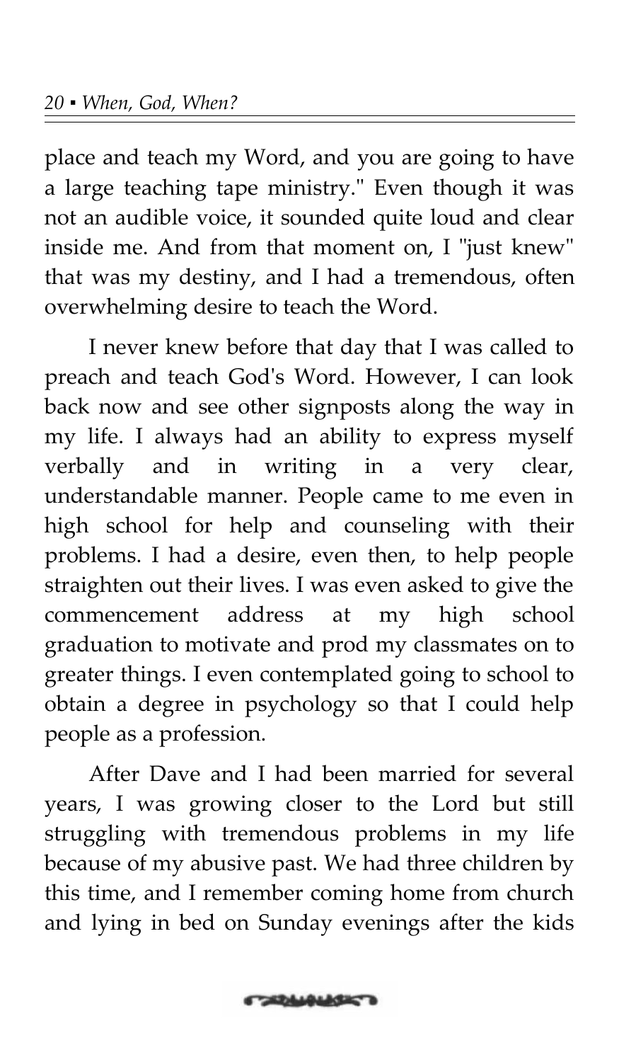place and teach my Word, and you are going to have a large teaching tape ministry." Even though it was not an audible voice, it sounded quite loud and clear inside me. And from that moment on, I "just knew" that was my destiny, and I had a tremendous, often overwhelming desire to teach the Word.

I never knew before that day that I was called to preach and teach God's Word. However, I can look back now and see other signposts along the way in my life. I always had an ability to express myself verbally and in writing in a very clear, understandable manner. People came to me even in high school for help and counseling with their problems. I had a desire, even then, to help people straighten out their lives. I was even asked to give the commencement address at my high school graduation to motivate and prod my classmates on to greater things. I even contemplated going to school to obtain a degree in psychology so that I could help people as a profession.

After Dave and I had been married for several years, I was growing closer to the Lord but still struggling with tremendous problems in my life because of my abusive past. We had three children by this time, and I remember coming home from church and lying in bed on Sunday evenings after the kids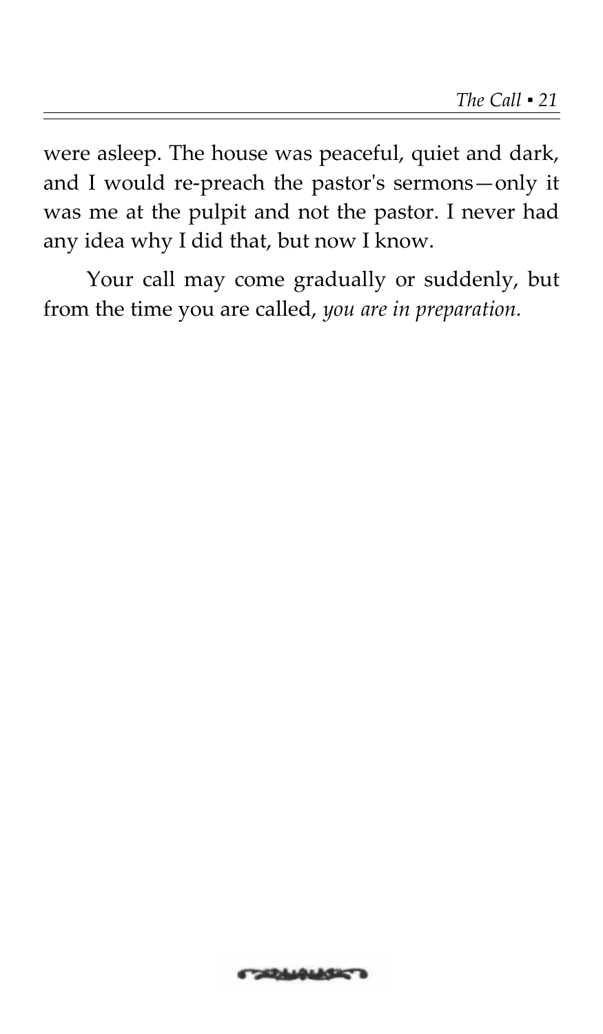were asleep. The house was peaceful, quiet and dark, and I would re-preach the pastor's sermons—only it was me at the pulpit and not the pastor. I never had any idea why I did that, but now I know.

Your call may come gradually or suddenly, but from the time you are called, *you are in preparation.*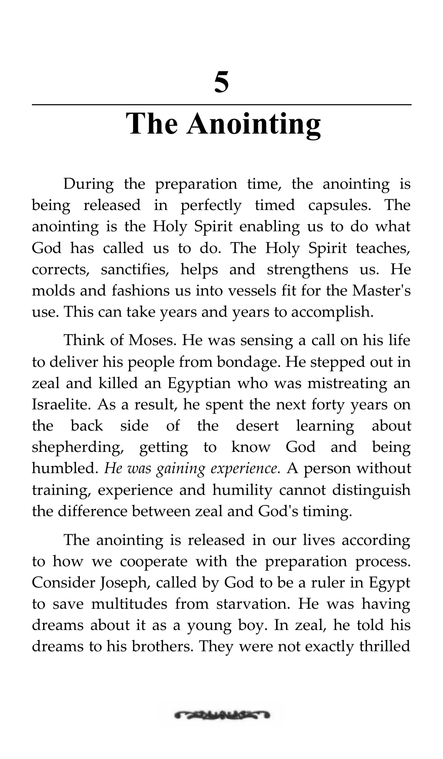# 5

# The Anointing

During the preparation time, the anointing is being released in perfectly timed capsules. The anointing is the Holy Spirit enabling us to do what God has called us to do. The Holy Spirit teaches, corrects, sanctifies, helps and strengthens us. He molds and fashions us into vessels fit for the Master's use. This can take years and years to accomplish.

Think of Moses. He was sensing a call on his life to deliver his people from bondage. He stepped out in zeal and killed an Egyptian who was mistreating an Israelite. As a result, he spent the next forty years on the back side of the desert learning about shepherding, getting to know God and being humbled. *He was gaining experience.* A person without training, experience and humility cannot distinguish the difference between zeal and God's timing.

The anointing is released in our lives according to how we cooperate with the preparation process. Consider Joseph, called by God to be a ruler in Egypt to save multitudes from starvation. He was having dreams about it as a young boy. In zeal, he told his dreams to his brothers. They were not exactly thrilled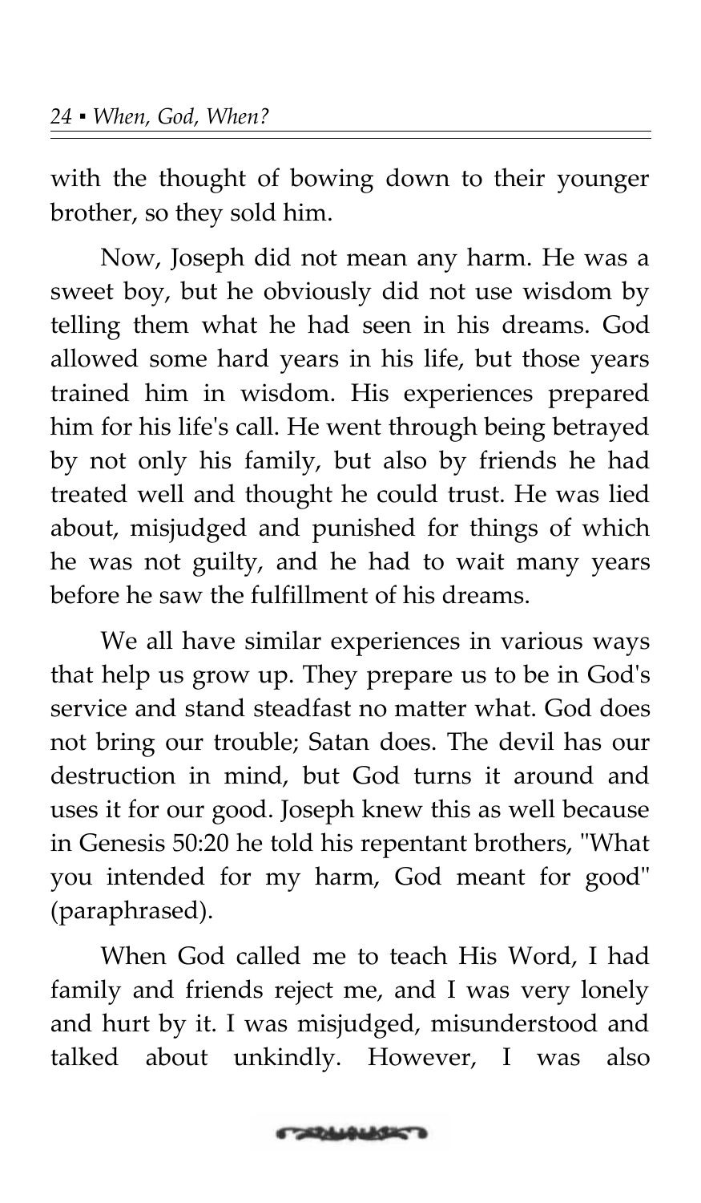with the thought of bowing down to their younger brother, so they sold him.

Now, Joseph did not mean any harm. He was a sweet boy, but he obviously did not use wisdom by telling them what he had seen in his dreams. God allowed some hard years in his life, but those years trained him in wisdom. His experiences prepared him for his life's call. He went through being betrayed by not only his family, but also by friends he had treated well and thought he could trust. He was lied about, misjudged and punished for things of which he was not guilty, and he had to wait many years before he saw the fulfillment of his dreams.

We all have similar experiences in various ways that help us grow up. They prepare us to be in God's service and stand steadfast no matter what. God does not bring our trouble; Satan does. The devil has our destruction in mind, but God turns it around and uses it for our good. Joseph knew this as well because in Genesis 50:20 he told his repentant brothers, "What you intended for my harm, God meant for good" (paraphrased).

When God called me to teach His Word, I had family and friends reject me, and I was very lonely and hurt by it. I was misjudged, misunderstood and talked about unkindly. However, I was also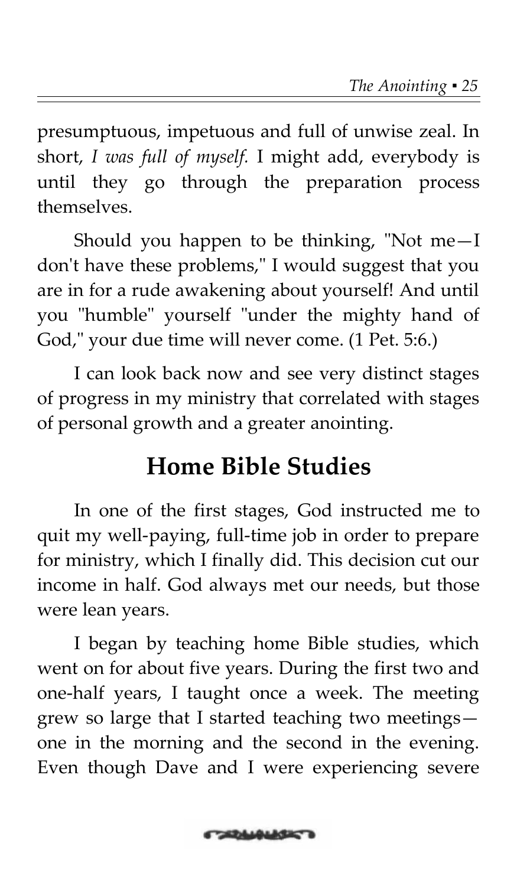presumptuous, impetuous and full of unwise zeal. In short, *I was full of myself.* I might add, everybody is until they go through the preparation process themselves.

Should you happen to be thinking, "Not me—I don't have these problems," I would suggest that you are in for a rude awakening about yourself! And until you "humble" yourself "under the mighty hand of God," your due time will never come. (1 Pet. 5:6.)

I can look back now and see very distinct stages of progress in my ministry that correlated with stages of personal growth and a greater anointing.

## Home Bible Studies

In one of the first stages, God instructed me to quit my well-paying, full-time job in order to prepare for ministry, which I finally did. This decision cut our income in half. God always met our needs, but those were lean years.

I began by teaching home Bible studies, which went on for about five years. During the first two and one-half years, I taught once a week. The meeting grew so large that I started teaching two meetings—one in the morning and the second in the evening. Even though Dave and I were experiencing severe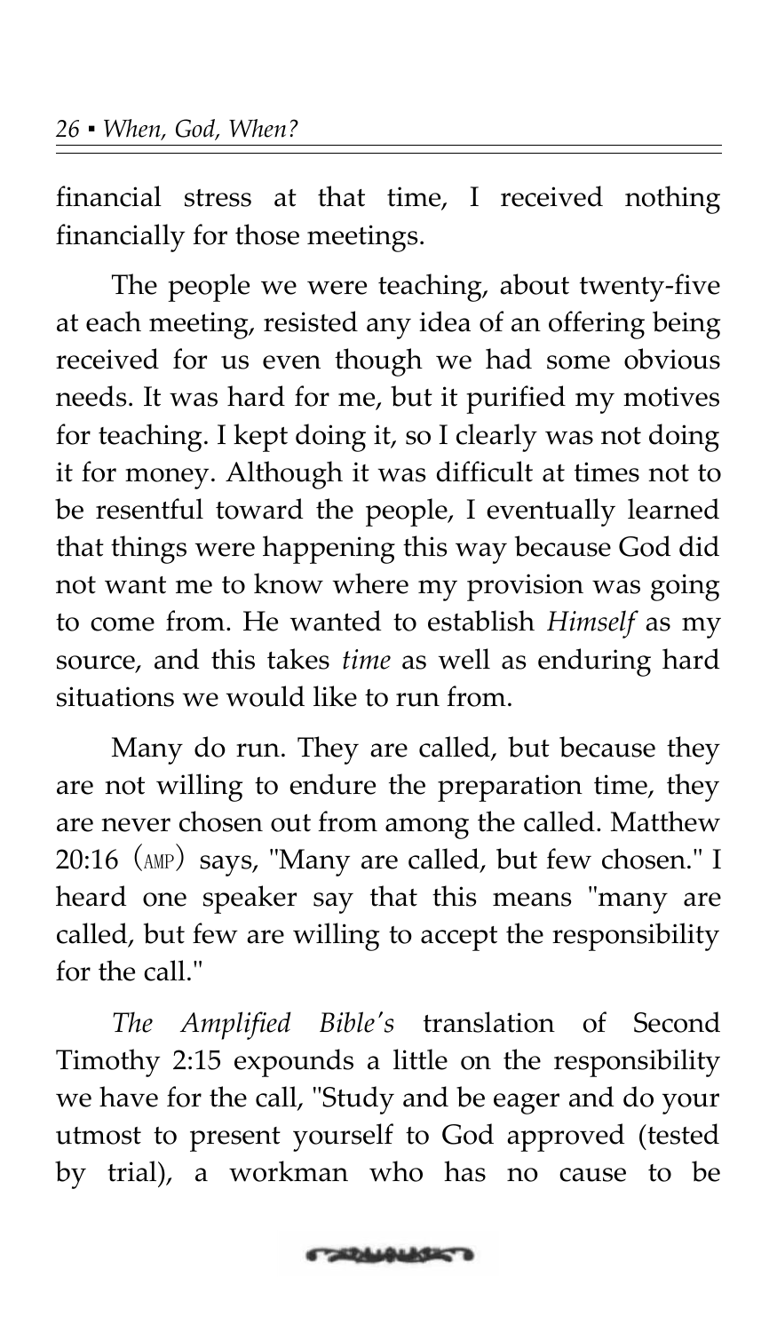financial stress at that time, I received nothing financially for those meetings.

The people we were teaching, about twenty-five at each meeting, resisted any idea of an offering being received for us even though we had some obvious needs. It was hard for me, but it purified my motives for teaching. I kept doing it, so I clearly was not doing it for money. Although it was difficult at times not to be resentful toward the people, I eventually learned that things were happening this way because God did not want me to know where my provision was going to come from. He wanted to establish *Himself* as my source, and this takes *time* as well as enduring hard situations we would like to run from.

Many do run. They are called, but because they are not willing to endure the preparation time, they are never chosen out from among the called. Matthew 20:16 (AMP) says, "Many are called, but few chosen." I heard one speaker say that this means "many are called, but few are willing to accept the responsibility for the call."

*The Amplified Bible's* translation of Second Timothy 2:15 expounds a little on the responsibility we have for the call, "Study and be eager and do your utmost to present yourself to God approved (tested by trial), a workman who has no cause to be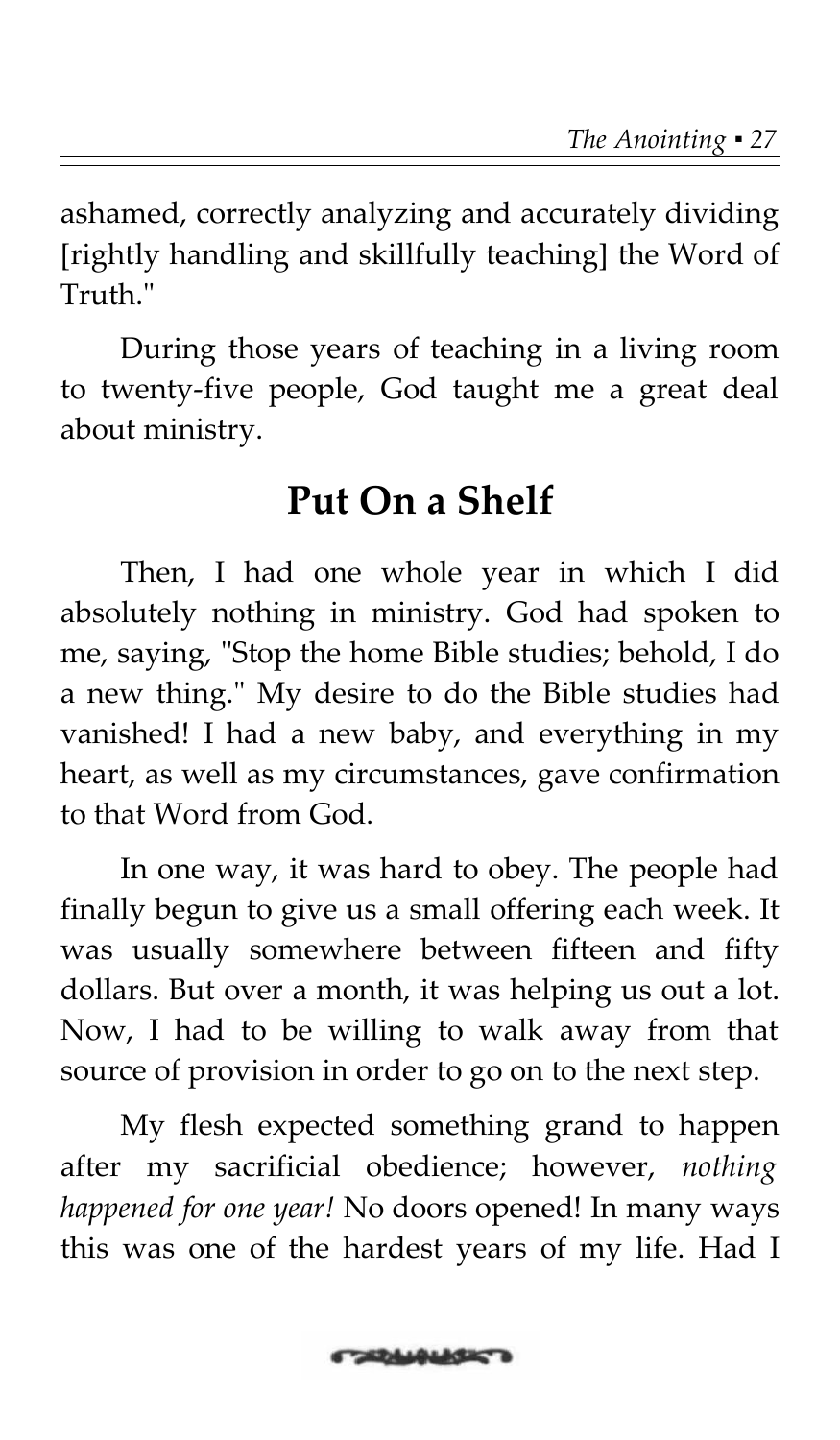ashamed, correctly analyzing and accurately dividing [rightly handling and skillfully teaching] the Word of Truth."

During those years of teaching in a living room to twenty-five people, God taught me a great deal about ministry.

## Put On a Shelf

Then, I had one whole year in which I did absolutely nothing in ministry. God had spoken to me, saying, "Stop the home Bible studies; behold, I do a new thing." My desire to do the Bible studies had vanished! I had a new baby, and everything in my heart, as well as my circumstances, gave confirmation to that Word from God.

In one way, it was hard to obey. The people had finally begun to give us a small offering each week. It was usually somewhere between fifteen and fifty dollars. But over a month, it was helping us out a lot. Now, I had to be willing to walk away from that source of provision in order to go on to the next step.

My flesh expected something grand to happen after my sacrificial obedience; however, *nothing happened for one year!* No doors opened! In many ways this was one of the hardest years of my life. Had I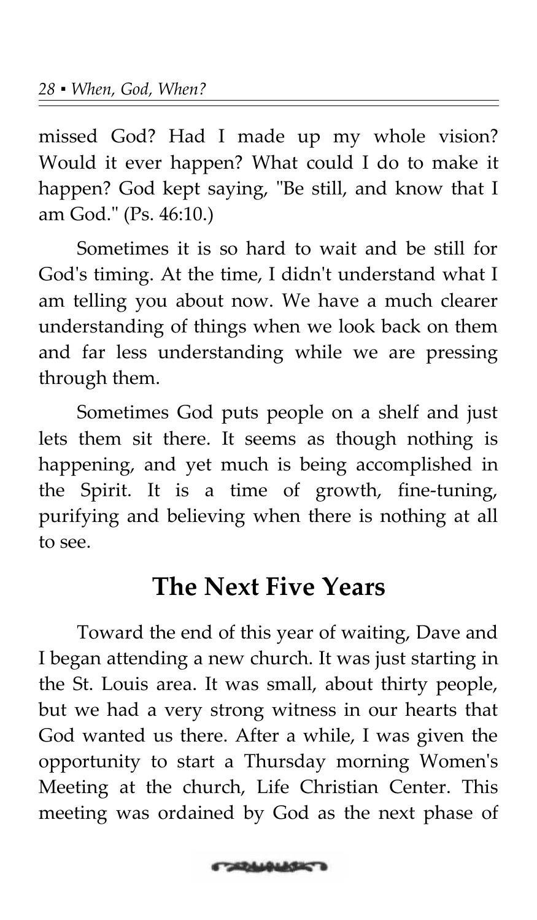missed God? Had I made up my whole vision? Would it ever happen? What could I do to make it happen? God kept saying, "Be still, and know that I am God." (Ps. 46:10.)

Sometimes it is so hard to wait and be still for God's timing. At the time, I didn't understand what I am telling you about now. We have a much clearer understanding of things when we look back on them and far less understanding while we are pressing through them.

Sometimes God puts people on a shelf and just lets them sit there. It seems as though nothing is happening, and yet much is being accomplished in the Spirit. It is a time of growth, fine-tuning, purifying and believing when there is nothing at all to see.

## The Next Five Years

Toward the end of this year of waiting, Dave and I began attending a new church. It was just starting in the St. Louis area. It was small, about thirty people, but we had a very strong witness in our hearts that God wanted us there. After a while, I was given the opportunity to start a Thursday morning Women's Meeting at the church, Life Christian Center. This meeting was ordained by God as the next phase of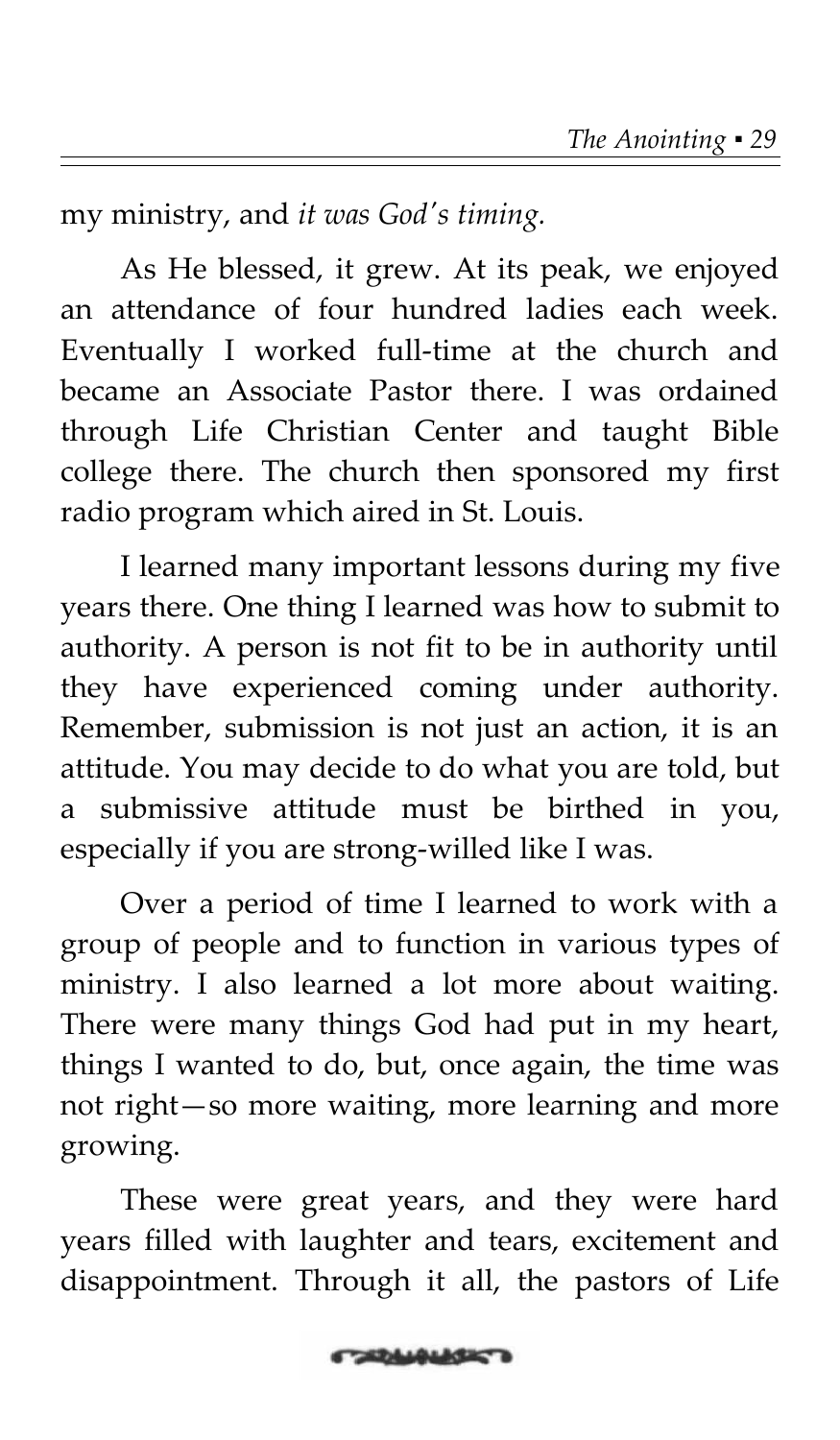my ministry, and *it was God's timing.*

As He blessed, it grew. At its peak, we enjoyed an attendance of four hundred ladies each week. Eventually I worked full-time at the church and became an Associate Pastor there. I was ordained through Life Christian Center and taught Bible college there. The church then sponsored my first radio program which aired in St. Louis.

I learned many important lessons during my five years there. One thing I learned was how to submit to authority. A person is not fit to be in authority until they have experienced coming under authority. Remember, submission is not just an action, it is an attitude. You may decide to do what you are told, but a submissive attitude must be birthed in you, especially if you are strong-willed like I was.

Over a period of time I learned to work with a group of people and to function in various types of ministry. I also learned a lot more about waiting. There were many things God had put in my heart, things I wanted to do, but, once again, the time was not right—so more waiting, more learning and more growing.

These were great years, and they were hard years filled with laughter and tears, excitement and disappointment. Through it all, the pastors of Life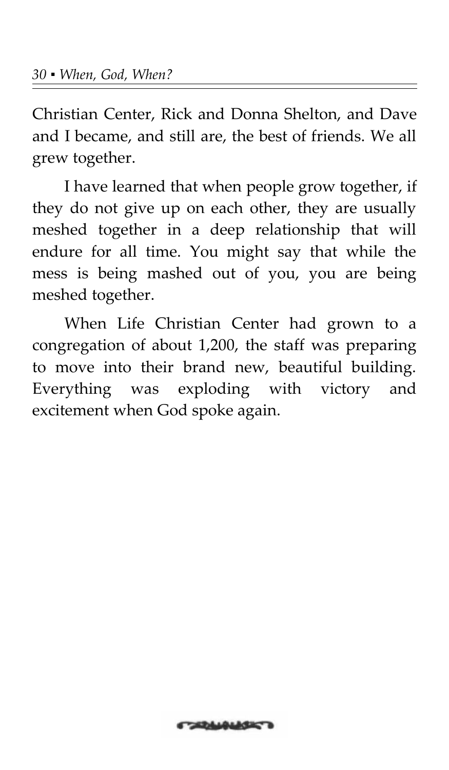Christian Center, Rick and Donna Shelton, and Dave and I became, and still are, the best of friends. We all grew together.

I have learned that when people grow together, if they do not give up on each other, they are usually meshed together in a deep relationship that will endure for all time. You might say that while the mess is being mashed out of you, you are being meshed together.

When Life Christian Center had grown to a congregation of about 1,200, the staff was preparing to move into their brand new, beautiful building. Everything was exploding with victory and excitement when God spoke again.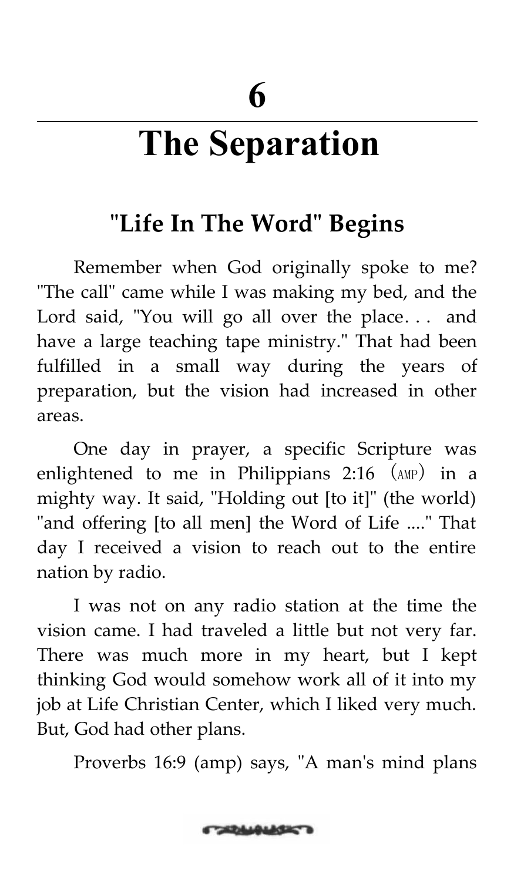# 6

# The Separation

## "Life In The Word" Begins

Remember when God originally spoke to me? "The call" came while I was making my bed, and the Lord said, "You will go all over the place. . . and have a large teaching tape ministry." That had been fulfilled in a small way during the years of preparation, but the vision had increased in other areas.

One day in prayer, a specific Scripture was enlightened to me in Philippians 2:16 (AMP) in a mighty way. It said, "Holding out [to it]" (the world) "and offering [to all men] the Word of Life ...." That day I received a vision to reach out to the entire nation by radio.

I was not on any radio station at the time the vision came. I had traveled a little but not very far. There was much more in my heart, but I kept thinking God would somehow work all of it into my job at Life Christian Center, which I liked very much. But, God had other plans.

Proverbs 16:9 (amp) says, "A man's mind plans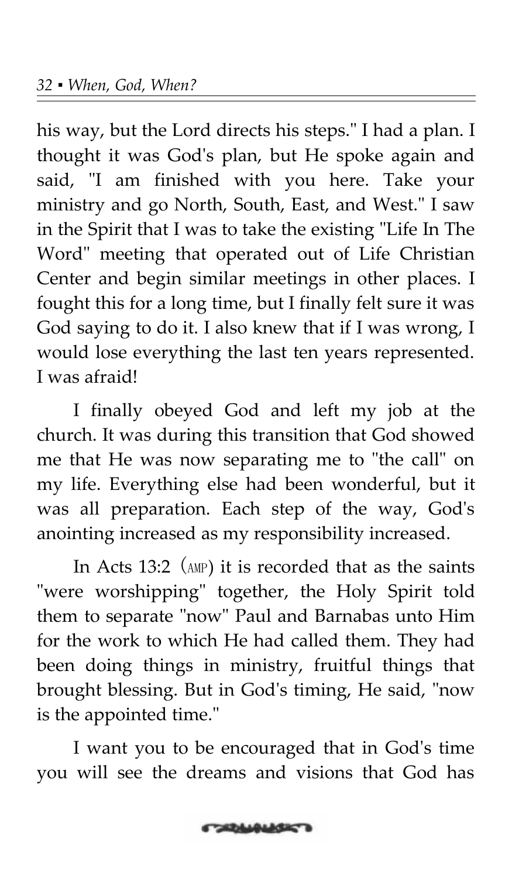his way, but the Lord directs his steps." I had a plan. I thought it was God's plan, but He spoke again and said, "I am finished with you here. Take your ministry and go North, South, East, and West." I saw in the Spirit that I was to take the existing "Life In The Word" meeting that operated out of Life Christian Center and begin similar meetings in other places. I fought this for a long time, but I finally felt sure it was God saying to do it. I also knew that if I was wrong, I would lose everything the last ten years represented. I was afraid!

I finally obeyed God and left my job at the church. It was during this transition that God showed me that He was now separating me to "the call" on my life. Everything else had been wonderful, but it was all preparation. Each step of the way, God's anointing increased as my responsibility increased.

In Acts 13:2 (AMP) it is recorded that as the saints "were worshipping" together, the Holy Spirit told them to separate "now" Paul and Barnabas unto Him for the work to which He had called them. They had been doing things in ministry, fruitful things that brought blessing. But in God's timing, He said, "now is the appointed time."

I want you to be encouraged that in God's time you will see the dreams and visions that God has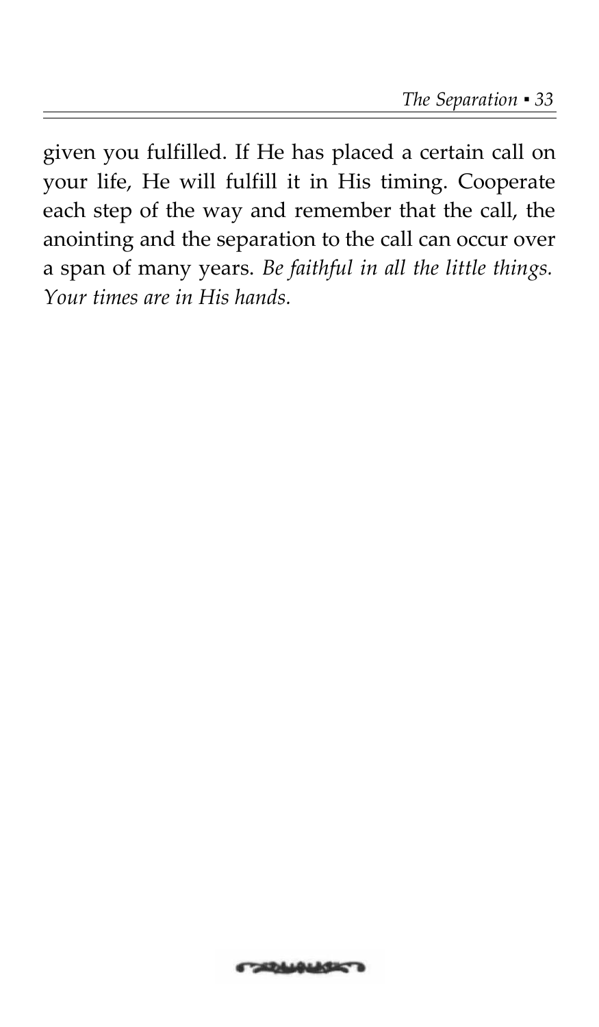given you fulfilled. If He has placed a certain call on your life, He will fulfill it in His timing. Cooperate each step of the way and remember that the call, the anointing and the separation to the call can occur over a span of many years. *Be faithful in all the little things. Your times are in His hands.*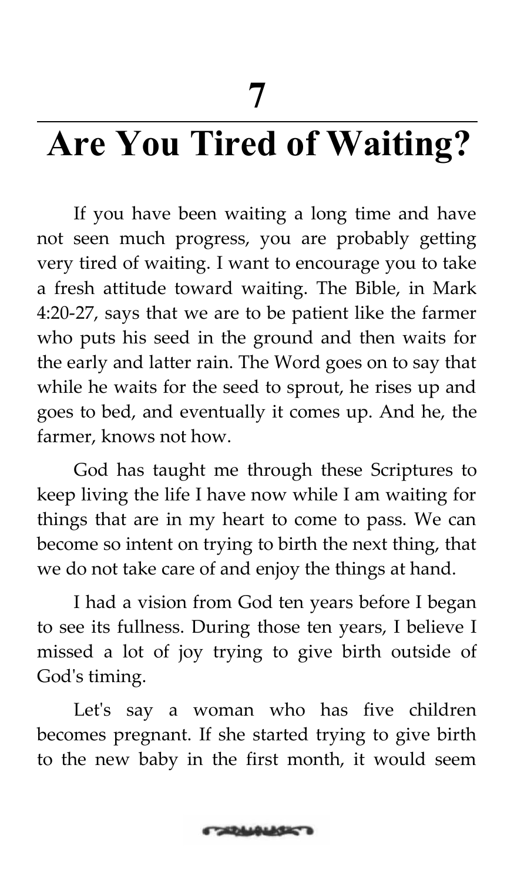# 7

# Are You Tired of Waiting?

If you have been waiting a long time and have not seen much progress, you are probably getting very tired of waiting. I want to encourage you to take a fresh attitude toward waiting. The Bible, in Mark 4:20-27, says that we are to be patient like the farmer who puts his seed in the ground and then waits for the early and latter rain. The Word goes on to say that while he waits for the seed to sprout, he rises up and goes to bed, and eventually it comes up. And he, the farmer, knows not how.

God has taught me through these Scriptures to keep living the life I have now while I am waiting for things that are in my heart to come to pass. We can become so intent on trying to birth the next thing, that we do not take care of and enjoy the things at hand.

I had a vision from God ten years before I began to see its fullness. During those ten years, I believe I missed a lot of joy trying to give birth outside of God's timing.

Let's say a woman who has five children becomes pregnant. If she started trying to give birth to the new baby in the first month, it would seem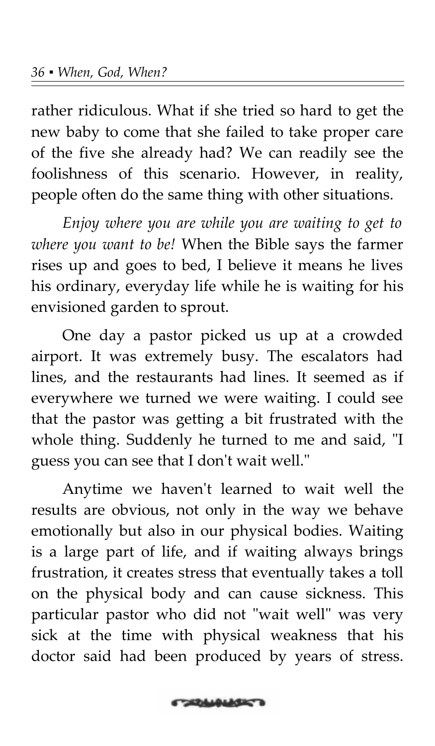rather ridiculous. What if she tried so hard to get the new baby to come that she failed to take proper care of the five she already had? We can readily see the foolishness of this scenario. However, in reality, people often do the same thing with other situations.

*Enjoy where you are while you are waiting to get to where you want to be!* When the Bible says the farmer rises up and goes to bed, I believe it means he lives his ordinary, everyday life while he is waiting for his envisioned garden to sprout.

One day a pastor picked us up at a crowded airport. It was extremely busy. The escalators had lines, and the restaurants had lines. It seemed as if everywhere we turned we were waiting. I could see that the pastor was getting a bit frustrated with the whole thing. Suddenly he turned to me and said, "I guess you can see that I don't wait well."

Anytime we haven't learned to wait well the results are obvious, not only in the way we behave emotionally but also in our physical bodies. Waiting is a large part of life, and if waiting always brings frustration, it creates stress that eventually takes a toll on the physical body and can cause sickness. This particular pastor who did not "wait well" was very sick at the time with physical weakness that his doctor said had been produced by years of stress.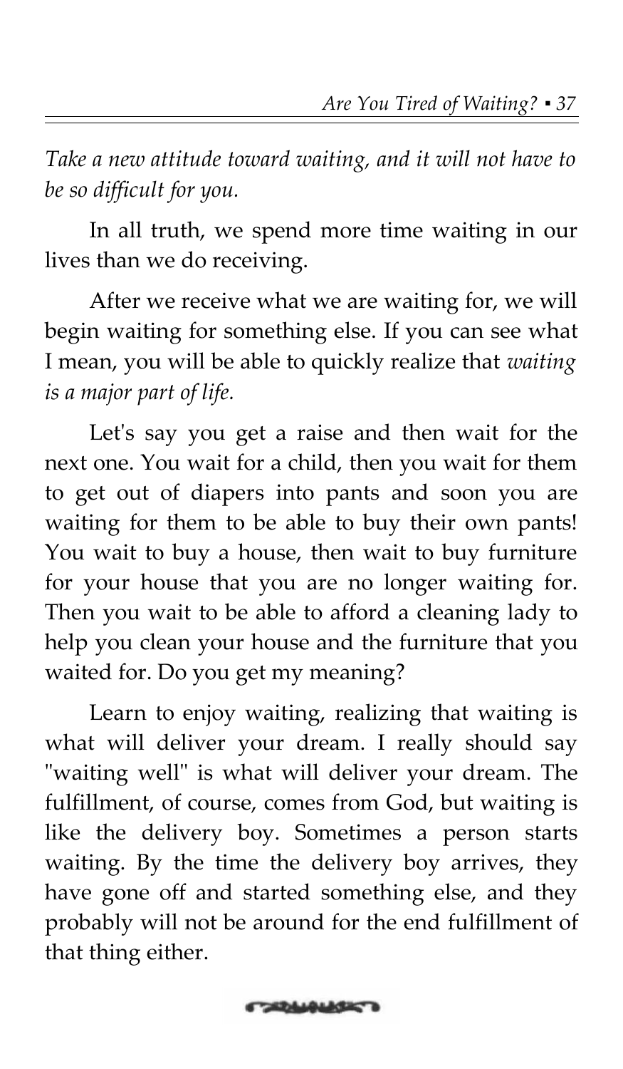*Take a new attitude toward waiting, and it will not have to be so difficult for you.*

In all truth, we spend more time waiting in our lives than we do receiving.

After we receive what we are waiting for, we will begin waiting for something else. If you can see what I mean, you will be able to quickly realize that *waiting is a major part of life.*

Let's say you get a raise and then wait for the next one. You wait for a child, then you wait for them to get out of diapers into pants and soon you are waiting for them to be able to buy their own pants! You wait to buy a house, then wait to buy furniture for your house that you are no longer waiting for. Then you wait to be able to afford a cleaning lady to help you clean your house and the furniture that you waited for. Do you get my meaning?

Learn to enjoy waiting, realizing that waiting is what will deliver your dream. I really should say "waiting well" is what will deliver your dream. The fulfillment, of course, comes from God, but waiting is like the delivery boy. Sometimes a person starts waiting. By the time the delivery boy arrives, they have gone off and started something else, and they probably will not be around for the end fulfillment of that thing either.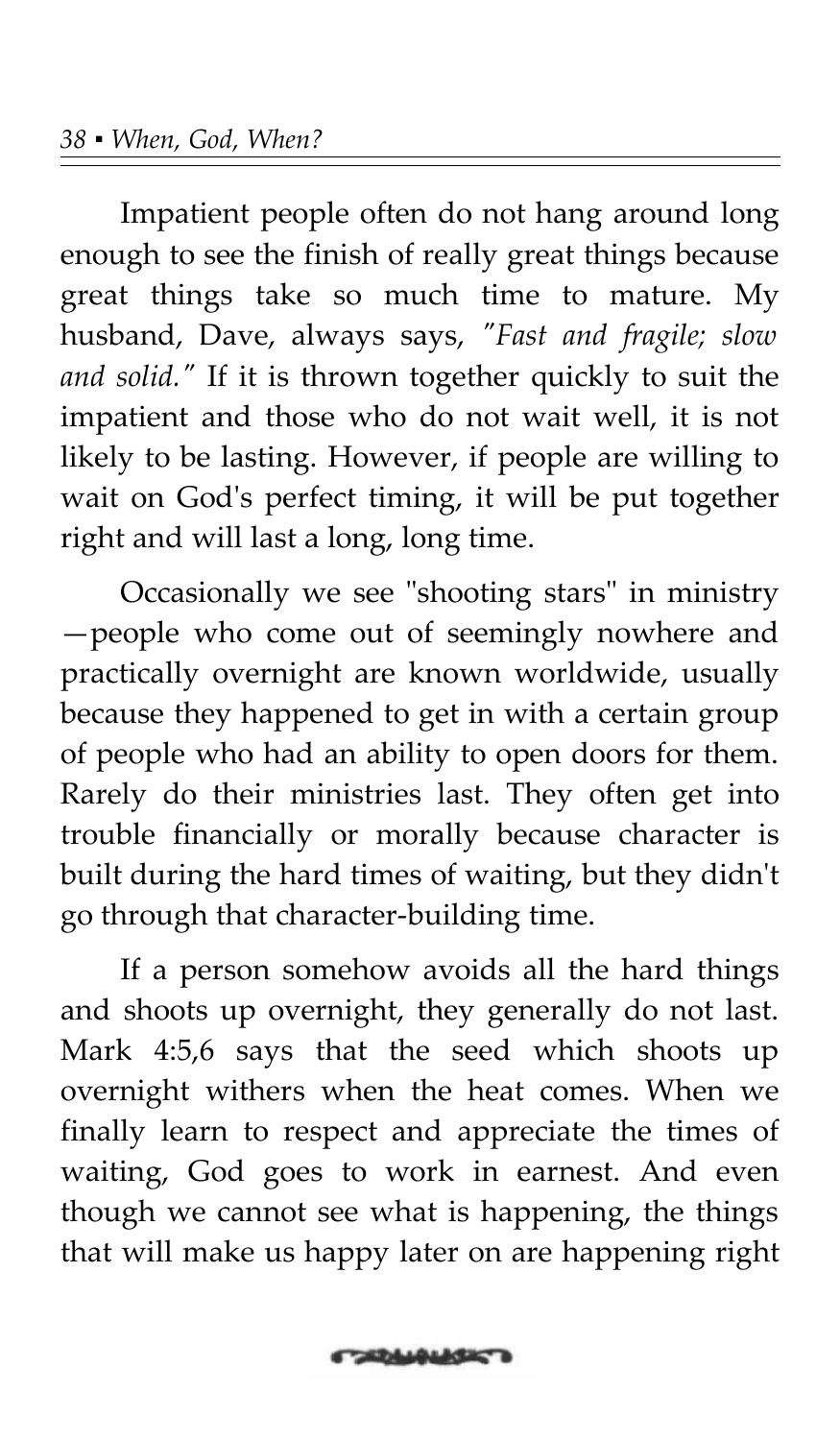Impatient people often do not hang around long enough to see the finish of really great things because great things take so much time to mature. My husband, Dave, always says, *"Fast and fragile; slow and solid."* If it is thrown together quickly to suit the impatient and those who do not wait well, it is not likely to be lasting. However, if people are willing to wait on God's perfect timing, it will be put together right and will last a long, long time.

Occasionally we see "shooting stars" in ministry —people who come out of seemingly nowhere and practically overnight are known worldwide, usually because they happened to get in with a certain group of people who had an ability to open doors for them. Rarely do their ministries last. They often get into trouble financially or morally because character is built during the hard times of waiting, but they didn't go through that character-building time.

If a person somehow avoids all the hard things and shoots up overnight, they generally do not last. Mark 4:5,6 says that the seed which shoots up overnight withers when the heat comes. When we finally learn to respect and appreciate the times of waiting, God goes to work in earnest. And even though we cannot see what is happening, the things that will make us happy later on are happening right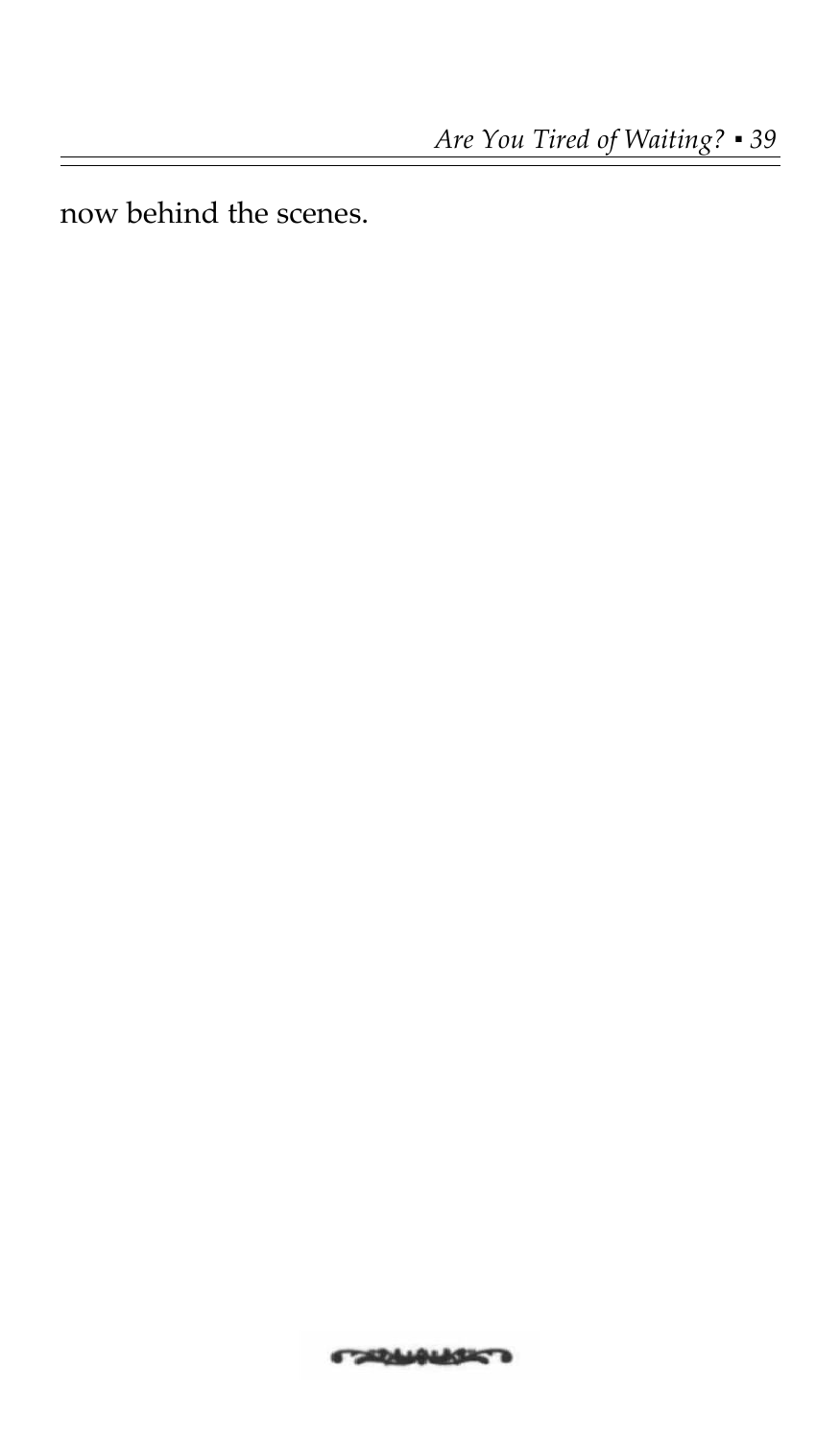now behind the scenes.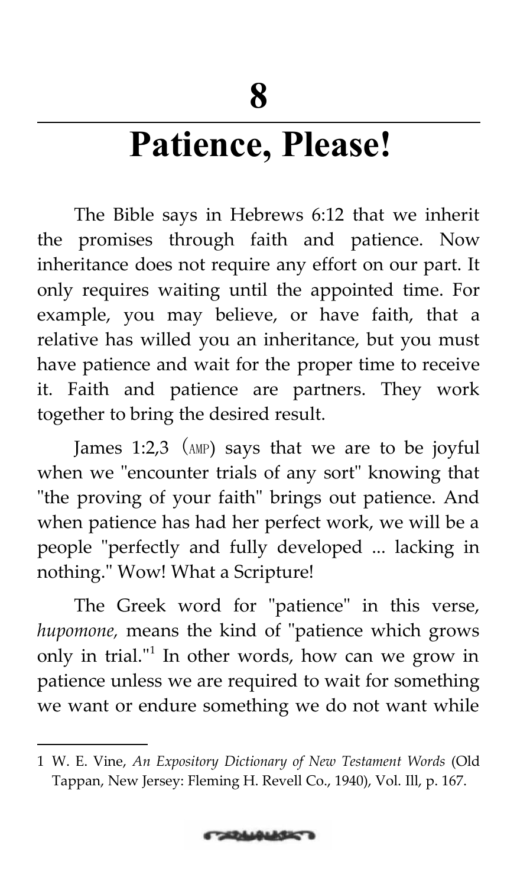# 8

# Patience, Please!

The Bible says in Hebrews 6:12 that we inherit the promises through faith and patience. Now inheritance does not require any effort on our part. It only requires waiting until the appointed time. For example, you may believe, or have faith, that a relative has willed you an inheritance, but you must have patience and wait for the proper time to receive it. Faith and patience are partners. They work together to bring the desired result.

James 1:2,3 (AMP) says that we are to be joyful when we "encounter trials of any sort" knowing that "the proving of your faith" brings out patience. And when patience has had her perfect work, we will be a people "perfectly and fully developed ... lacking in nothing." Wow! What a Scripture!

The Greek word for "patience" in this verse, *hupomone,* means the kind of "patience which grows only in trial."[1] In other words, how can we grow in patience unless we are required to wait for something we want or endure something we do not want while

---

1 W. E. Vine, *An Expository Dictionary of New Testament Words* (Old Tappan, New Jersey: Fleming H. Revell Co., 1940), Vol. Ill, p. 167.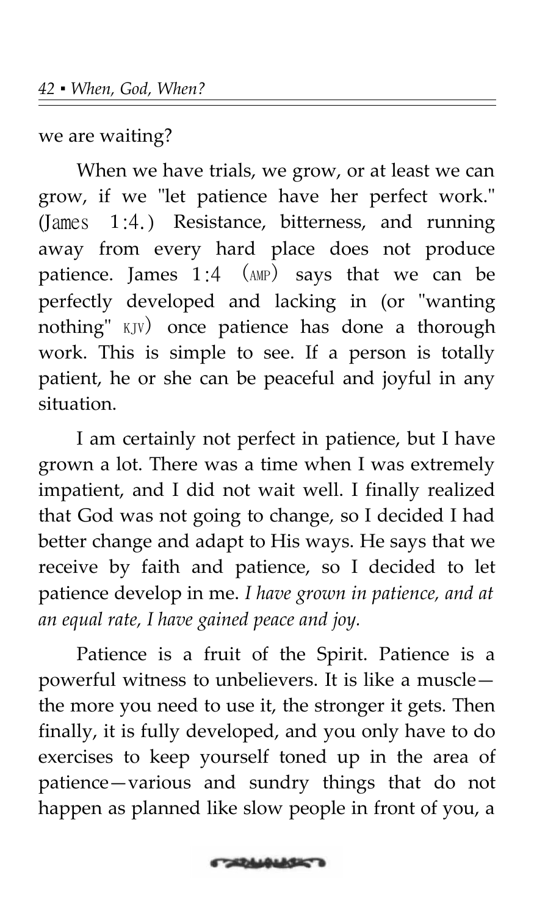we are waiting?

When we have trials, we grow, or at least we can grow, if we "let patience have her perfect work." (James 1:4.) Resistance, bitterness, and running away from every hard place does not produce patience. James 1:4 (AMP) says that we can be perfectly developed and lacking in (or "wanting nothing" KJV) once patience has done a thorough work. This is simple to see. If a person is totally patient, he or she can be peaceful and joyful in any situation.

I am certainly not perfect in patience, but I have grown a lot. There was a time when I was extremely impatient, and I did not wait well. I finally realized that God was not going to change, so I decided I had better change and adapt to His ways. He says that we receive by faith and patience, so I decided to let patience develop in me. *I have grown in patience, and at an equal rate, I have gained peace and joy.*

Patience is a fruit of the Spirit. Patience is a powerful witness to unbelievers. It is like a muscle—the more you need to use it, the stronger it gets. Then finally, it is fully developed, and you only have to do exercises to keep yourself toned up in the area of patience—various and sundry things that do not happen as planned like slow people in front of you, a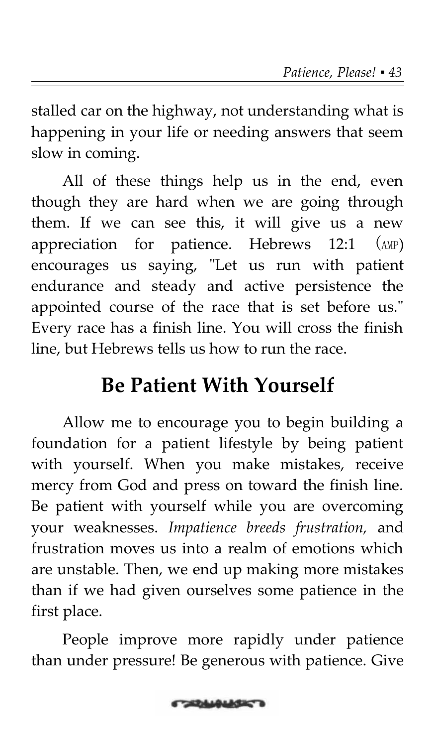stalled car on the highway, not understanding what is happening in your life or needing answers that seem slow in coming.

All of these things help us in the end, even though they are hard when we are going through them. If we can see this, it will give us a new appreciation for patience. Hebrews 12:1 (AMP) encourages us saying, "Let us run with patient endurance and steady and active persistence the appointed course of the race that is set before us." Every race has a finish line. You will cross the finish line, but Hebrews tells us how to run the race.

## Be Patient With Yourself

Allow me to encourage you to begin building a foundation for a patient lifestyle by being patient with yourself. When you make mistakes, receive mercy from God and press on toward the finish line. Be patient with yourself while you are overcoming your weaknesses. *Impatience breeds frustration,* and frustration moves us into a realm of emotions which are unstable. Then, we end up making more mistakes than if we had given ourselves some patience in the first place.

People improve more rapidly under patience than under pressure! Be generous with patience. Give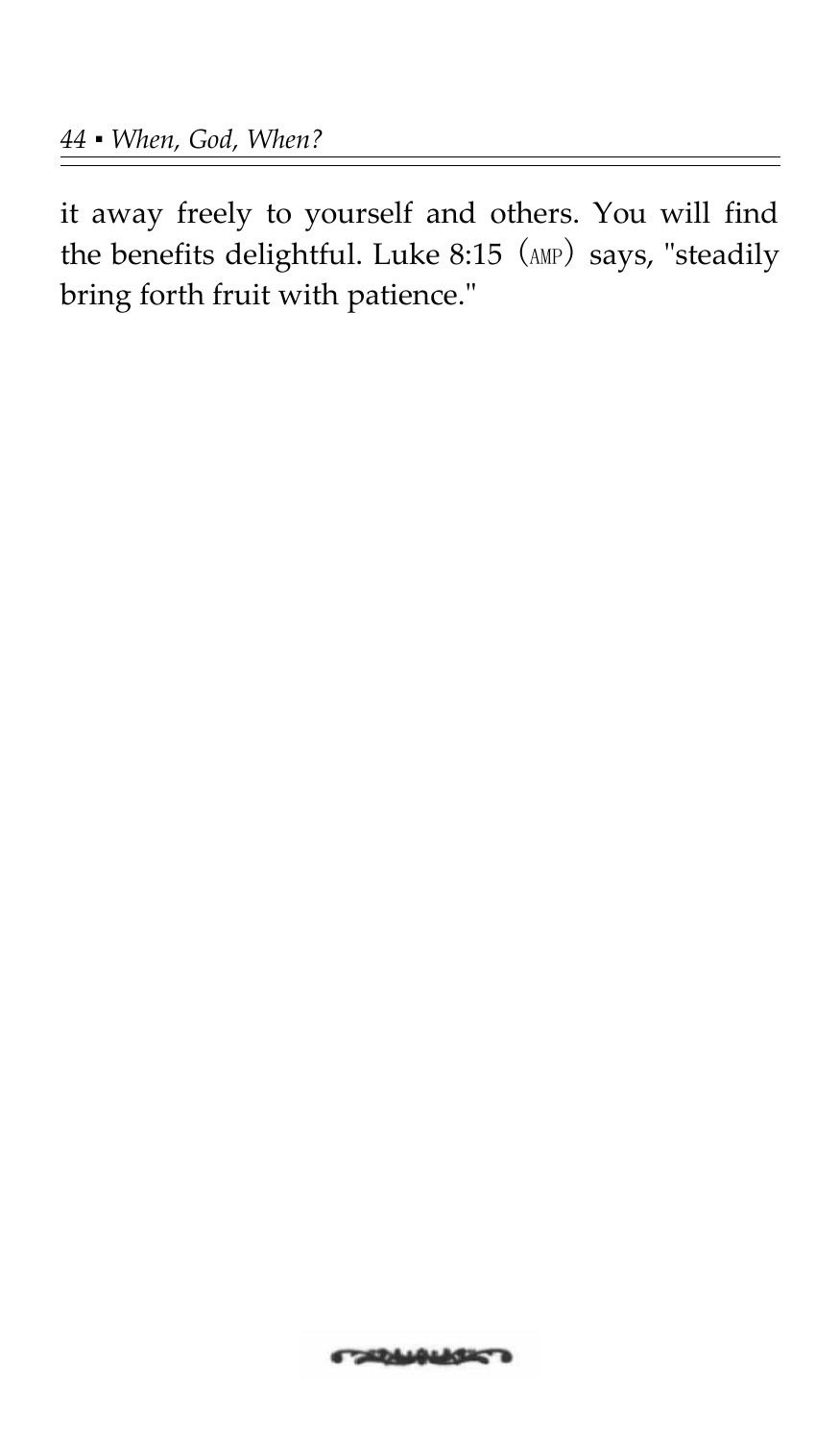it away freely to yourself and others. You will find the benefits delightful. Luke 8:15 (AMP) says, "steadily bring forth fruit with patience."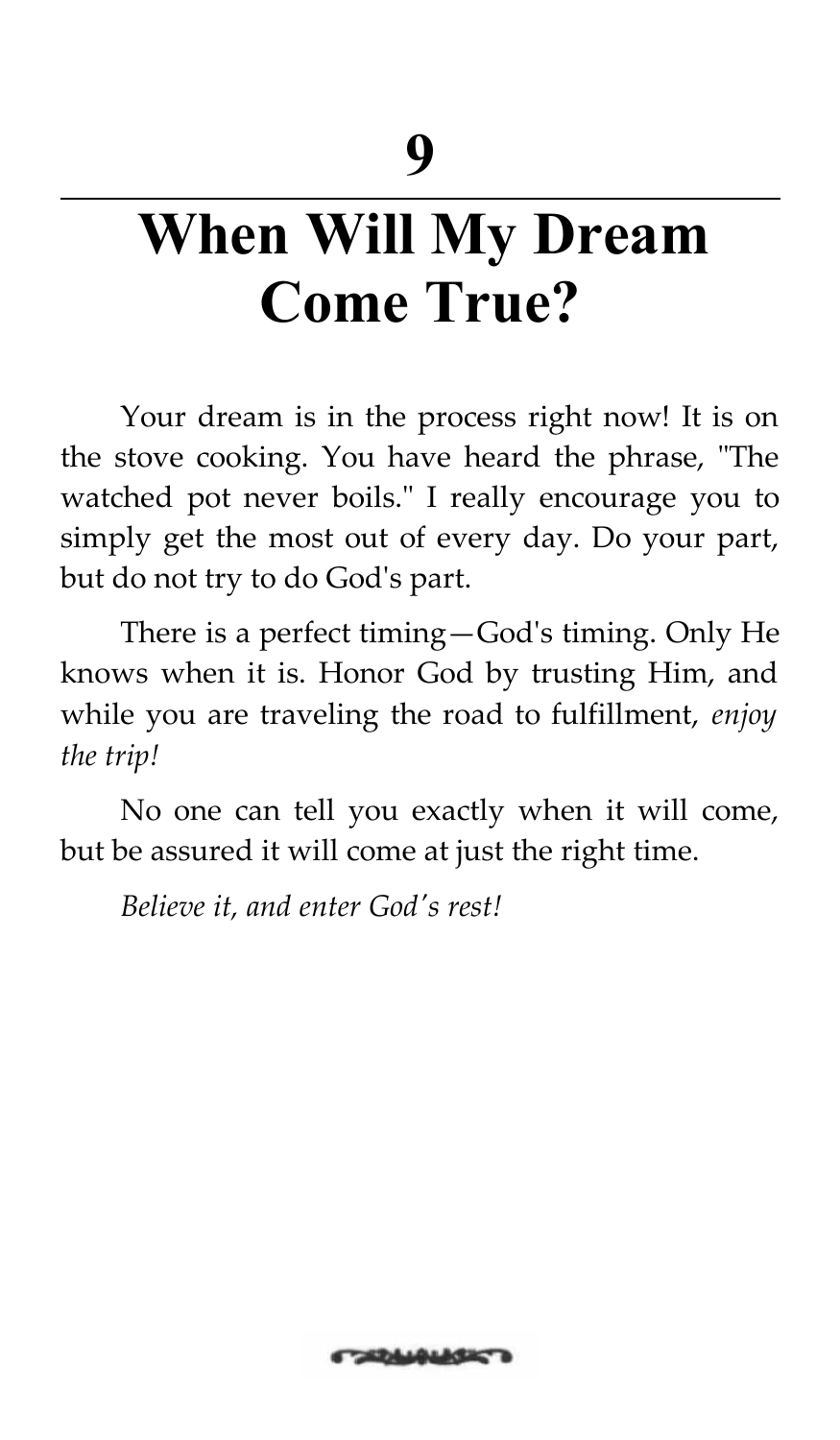# 9

# When Will My Dream Come True?

Your dream is in the process right now! It is on the stove cooking. You have heard the phrase, "The watched pot never boils." I really encourage you to simply get the most out of every day. Do your part, but do not try to do God's part.

There is a perfect timing—God's timing. Only He knows when it is. Honor God by trusting Him, and while you are traveling the road to fulfillment, *enjoy the trip!*

No one can tell you exactly when it will come, but be assured it will come at just the right time.

*Believe it, and enter God's rest!*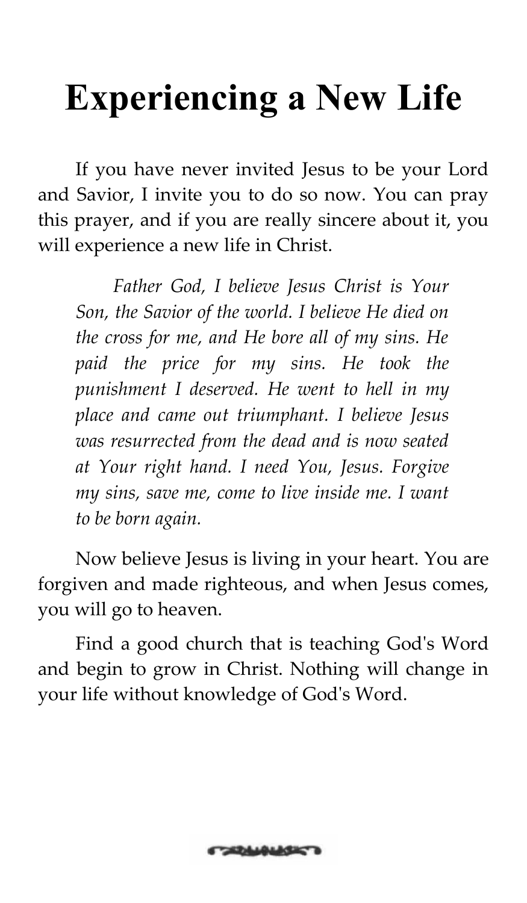# Experiencing a New Life

If you have never invited Jesus to be your Lord and Savior, I invite you to do so now. You can pray this prayer, and if you are really sincere about it, you will experience a new life in Christ.

> *Father God, I believe Jesus Christ is Your Son, the Savior of the world. I believe He died on the cross for me, and He bore all of my sins. He paid the price for my sins. He took the punishment I deserved. He went to hell in my place and came out triumphant. I believe Jesus was resurrected from the dead and is now seated at Your right hand. I need You, Jesus. Forgive my sins, save me, come to live inside me. I want to be born again.*

Now believe Jesus is living in your heart. You are forgiven and made righteous, and when Jesus comes, you will go to heaven.

Find a good church that is teaching God's Word and begin to grow in Christ. Nothing will change in your life without knowledge of God's Word.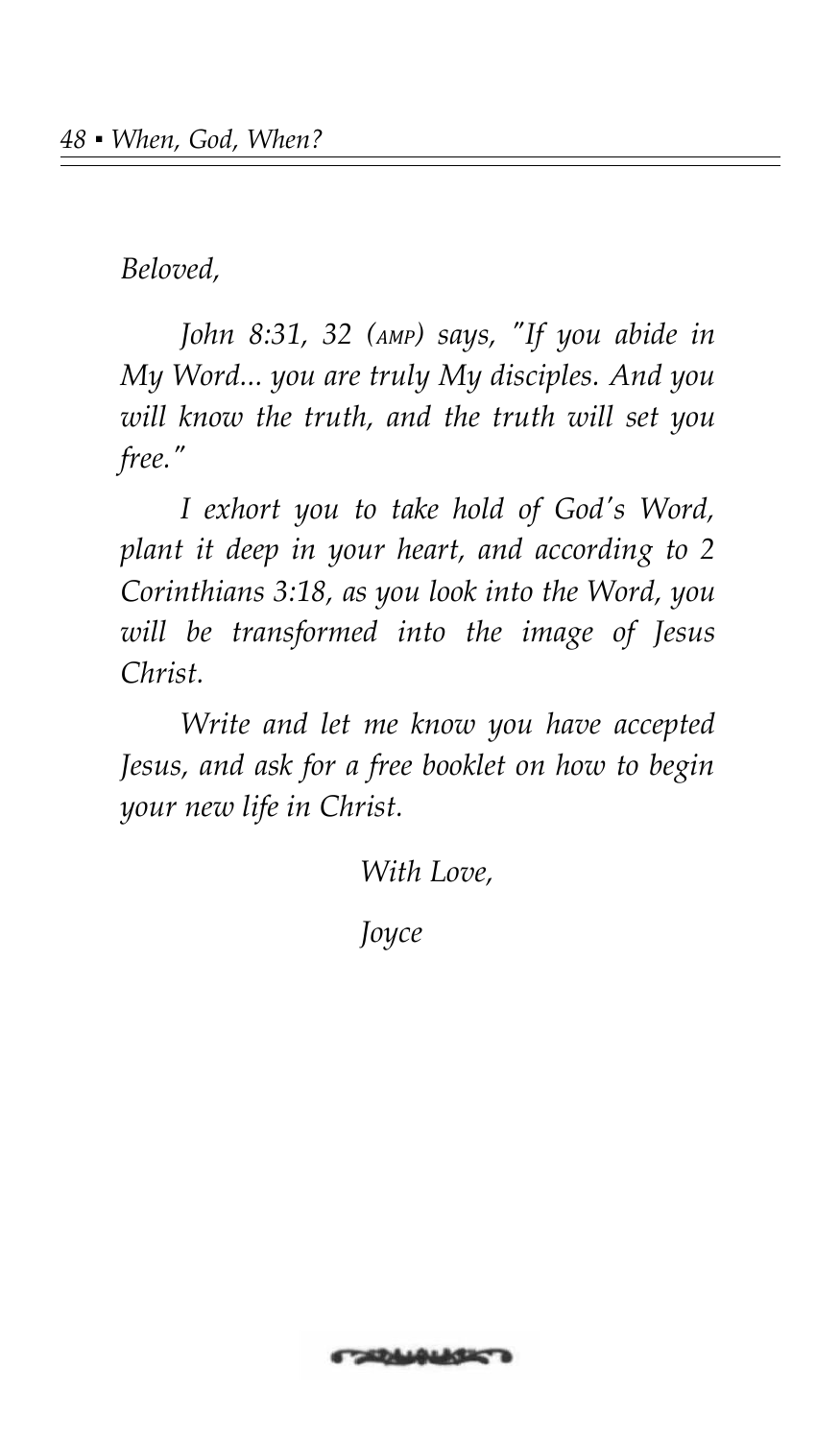*Beloved,*

*John 8:31, 32 (AMP) says, "If you abide in My Word... you are truly My disciples. And you will know the truth, and the truth will set you free."*

*I exhort you to take hold of God's Word, plant it deep in your heart, and according to 2 Corinthians 3:18, as you look into the Word, you will be transformed into the image of Jesus Christ.*

*Write and let me know you have accepted Jesus, and ask for a free booklet on how to begin your new life in Christ.*

*With Love,*

*Joyce*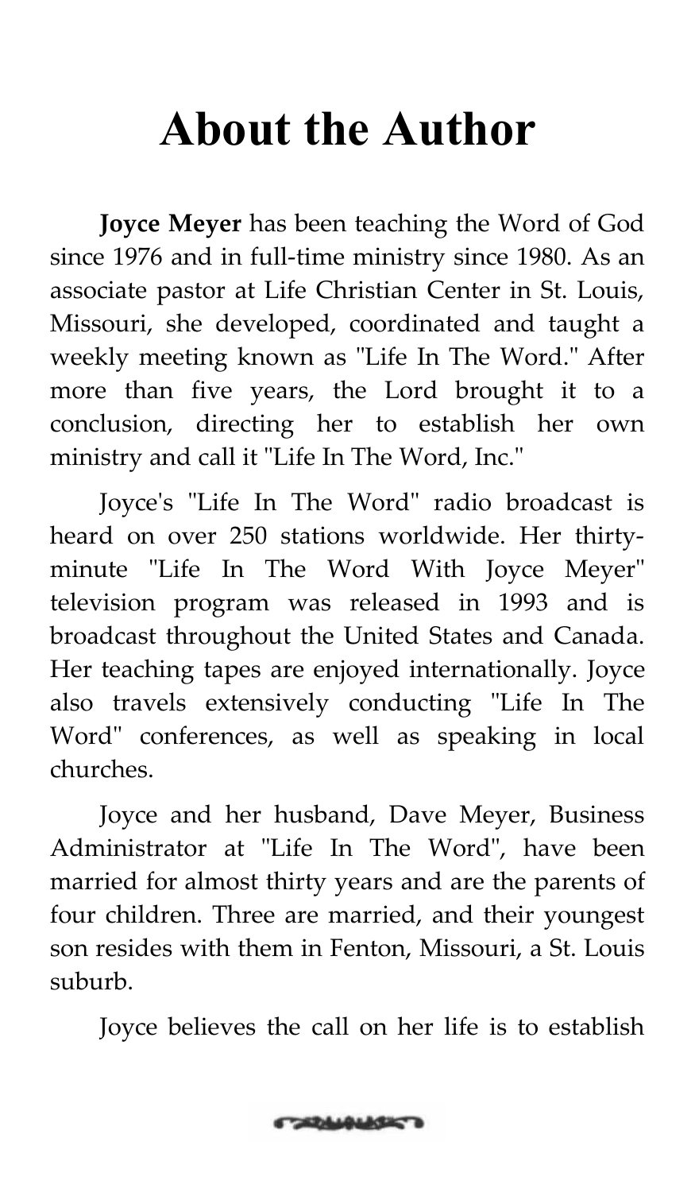# About the Author

**Joyce Meyer** has been teaching the Word of God since 1976 and in full-time ministry since 1980. As an associate pastor at Life Christian Center in St. Louis, Missouri, she developed, coordinated and taught a weekly meeting known as "Life In The Word." After more than five years, the Lord brought it to a conclusion, directing her to establish her own ministry and call it "Life In The Word, Inc."

Joyce's "Life In The Word" radio broadcast is heard on over 250 stations worldwide. Her thirty-minute "Life In The Word With Joyce Meyer" television program was released in 1993 and is broadcast throughout the United States and Canada. Her teaching tapes are enjoyed internationally. Joyce also travels extensively conducting "Life In The Word" conferences, as well as speaking in local churches.

Joyce and her husband, Dave Meyer, Business Administrator at "Life In The Word", have been married for almost thirty years and are the parents of four children. Three are married, and their youngest son resides with them in Fenton, Missouri, a St. Louis suburb.

Joyce believes the call on her life is to establish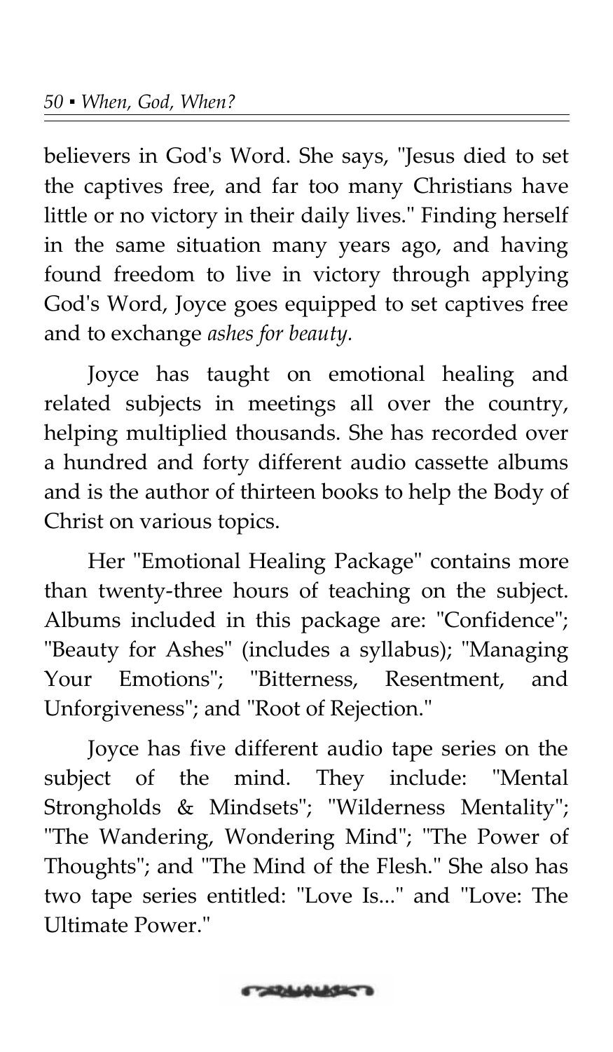believers in God's Word. She says, "Jesus died to set the captives free, and far too many Christians have little or no victory in their daily lives." Finding herself in the same situation many years ago, and having found freedom to live in victory through applying God's Word, Joyce goes equipped to set captives free and to exchange *ashes for beauty.*

Joyce has taught on emotional healing and related subjects in meetings all over the country, helping multiplied thousands. She has recorded over a hundred and forty different audio cassette albums and is the author of thirteen books to help the Body of Christ on various topics.

Her "Emotional Healing Package" contains more than twenty-three hours of teaching on the subject. Albums included in this package are: "Confidence"; "Beauty for Ashes" (includes a syllabus); "Managing Your Emotions"; "Bitterness, Resentment, and Unforgiveness"; and "Root of Rejection."

Joyce has five different audio tape series on the subject of the mind. They include: "Mental Strongholds & Mindsets"; "Wilderness Mentality"; "The Wandering, Wondering Mind"; "The Power of Thoughts"; and "The Mind of the Flesh." She also has two tape series entitled: "Love Is..." and "Love: The Ultimate Power."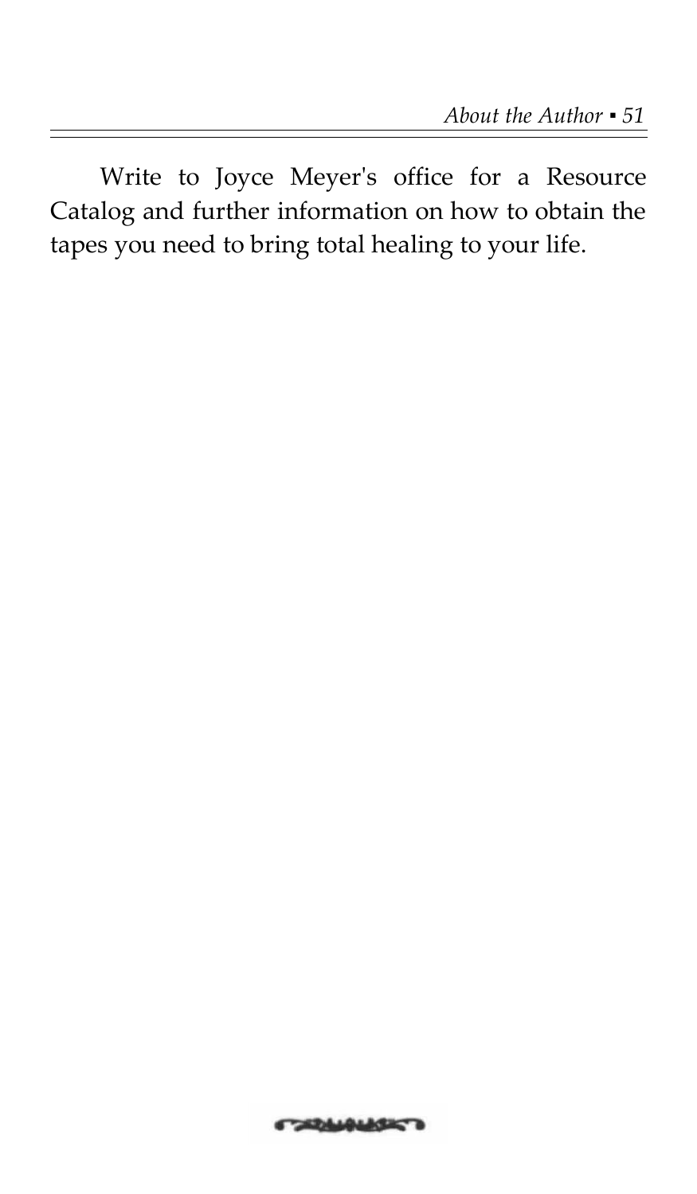Write to Joyce Meyer's office for a Resource Catalog and further information on how to obtain the tapes you need to bring total healing to your life.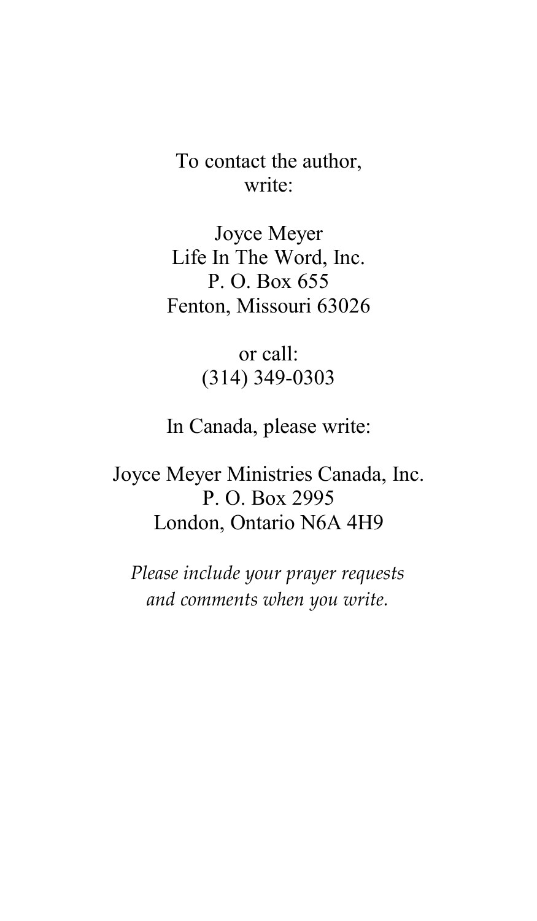To contact the author,
write:

Joyce Meyer
Life In The Word, Inc.
P. O. Box 655
Fenton, Missouri 63026

or call:
(314) 349-0303

In Canada, please write:

Joyce Meyer Ministries Canada, Inc.
P. O. Box 2995
London, Ontario N6A 4H9

*Please include your prayer requests and comments when you write.*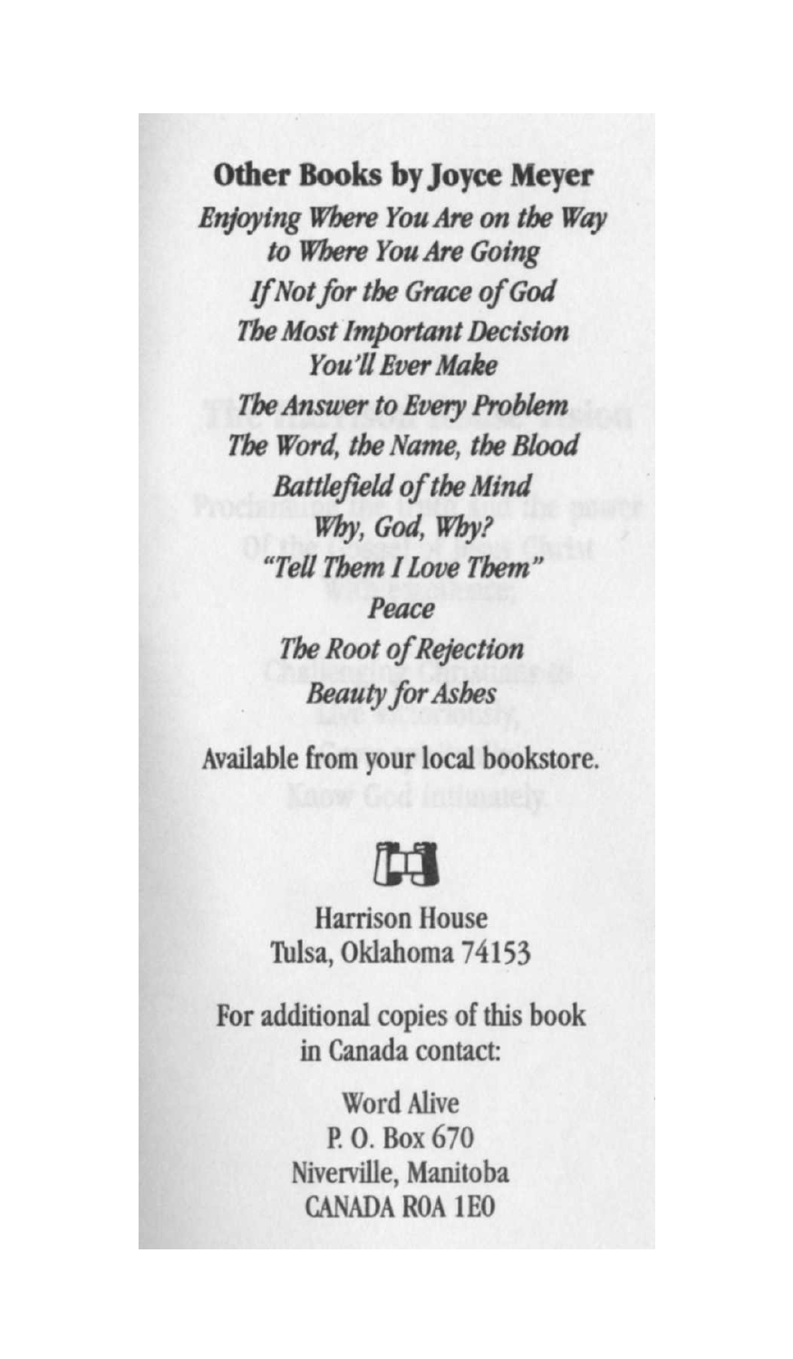**Other Books by Joyce Meyer**

*Enjoying Where You Are on the Way to Where You Are Going*

*If Not for the Grace of God*

*The Most Important Decision You'll Ever Make*

*The Answer to Every Problem*

*The Word, the Name, the Blood*

*Battlefield of the Mind*

*Why, God, Why?*

*"Tell Them I Love Them"*

*Peace*

*The Root of Rejection*

*Beauty for Ashes*

Available from your local bookstore.

Harrison House
Tulsa, Oklahoma 74153

For additional copies of this book in Canada contact:

Word Alive
P. O. Box 670
Niverville, Manitoba
CANADA R0A 1E0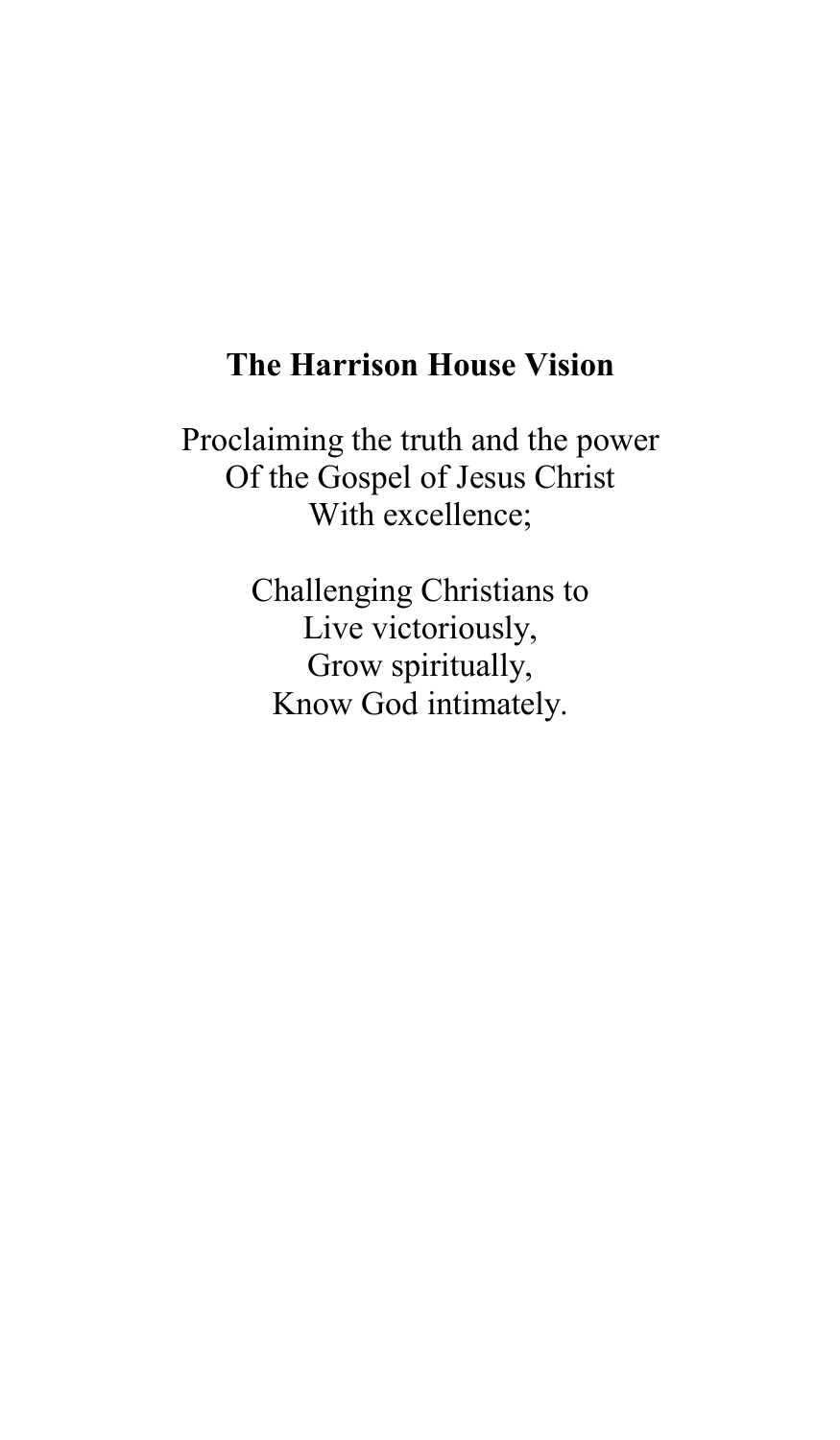**The Harrison House Vision**

Proclaiming the truth and the power
Of the Gospel of Jesus Christ
With excellence;

Challenging Christians to
Live victoriously,
Grow spiritually,
Know God intimately.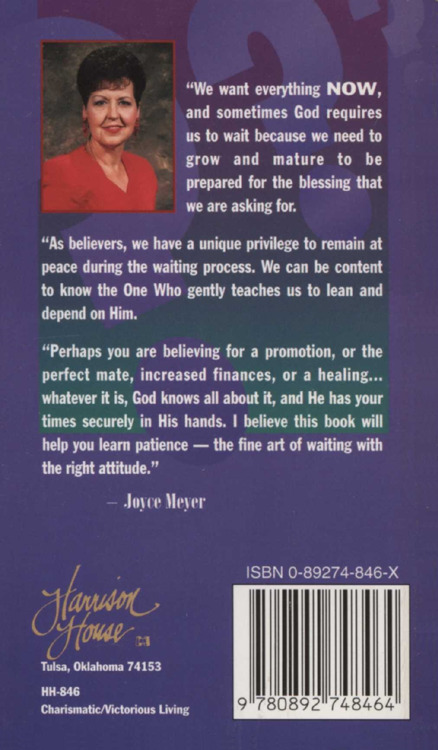"We want everything **NOW**, and sometimes God requires us to wait because we need to grow and mature to be prepared for the blessing that we are asking for.

"As believers, we have a unique privilege to remain at peace during the waiting process. We can be content to know the One Who gently teaches us to lean and depend on Him.

"Perhaps you are believing for a promotion, or the perfect mate, increased finances, or a healing... whatever it is, God knows all about it, and He has your times securely in His hands. I believe this book will help you learn patience — the fine art of waiting with the right attitude."

— Joyce Meyer

Harrison House

Tulsa, Oklahoma 74153

HH-846

Charismatic/Victorious Living

ISBN 0-89274-846-X

9 780892 748464